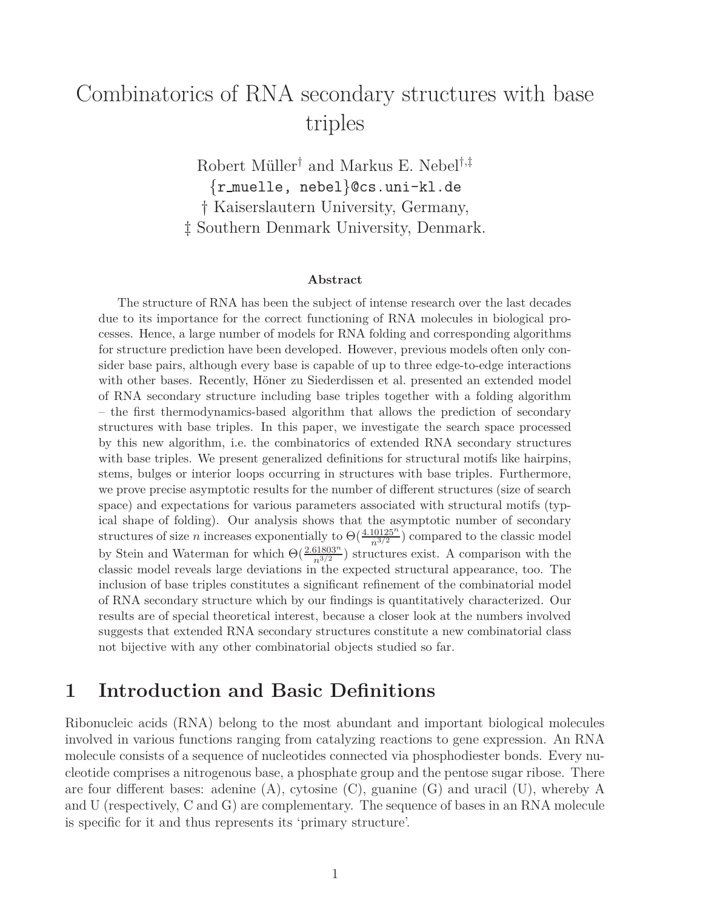# Combinatorics of RNA secondary structures with base triples

Robert Müller[†] and Markus E. Nebel[†,‡]
{r_muelle, nebel}@cs.uni-kl.de
† Kaiserslautern University, Germany,
‡ Southern Denmark University, Denmark.

**Abstract**

The structure of RNA has been the subject of intense research over the last decades due to its importance for the correct functioning of RNA molecules in biological processes. Hence, a large number of models for RNA folding and corresponding algorithms for structure prediction have been developed. However, previous models often only consider base pairs, although every base is capable of up to three edge-to-edge interactions with other bases. Recently, Höner zu Siederdissen et al. presented an extended model of RNA secondary structure including base triples together with a folding algorithm – the first thermodynamics-based algorithm that allows the prediction of secondary structures with base triples. In this paper, we investigate the search space processed by this new algorithm, i.e. the combinatorics of extended RNA secondary structures with base triples. We present generalized definitions for structural motifs like hairpins, stems, bulges or interior loops occurring in structures with base triples. Furthermore, we prove precise asymptotic results for the number of different structures (size of search space) and expectations for various parameters associated with structural motifs (typical shape of folding). Our analysis shows that the asymptotic number of secondary structures of size $n$ increases exponentially to $\Theta(\frac{4.10125^n}{n^{3/2}})$ compared to the classic model by Stein and Waterman for which $\Theta(\frac{2.61803^n}{n^{3/2}})$ structures exist. A comparison with the classic model reveals large deviations in the expected structural appearance, too. The inclusion of base triples constitutes a significant refinement of the combinatorial model of RNA secondary structure which by our findings is quantitatively characterized. Our results are of special theoretical interest, because a closer look at the numbers involved suggests that extended RNA secondary structures constitute a new combinatorial class not bijective with any other combinatorial objects studied so far.

## 1 Introduction and Basic Definitions

Ribonucleic acids (RNA) belong to the most abundant and important biological molecules involved in various functions ranging from catalyzing reactions to gene expression. An RNA molecule consists of a sequence of nucleotides connected via phosphodiester bonds. Every nucleotide comprises a nitrogenous base, a phosphate group and the pentose sugar ribose. There are four different bases: adenine (A), cytosine (C), guanine (G) and uracil (U), whereby A and U (respectively, C and G) are complementary. The sequence of bases in an RNA molecule is specific for it and thus represents its 'primary structure'.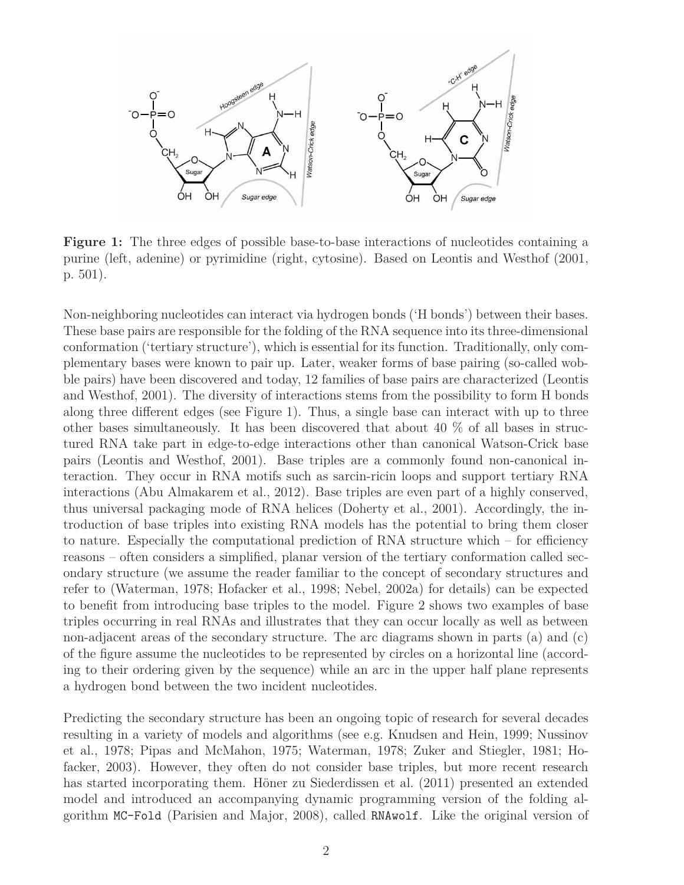**Figure 1:** The three edges of possible base-to-base interactions of nucleotides containing a purine (left, adenine) or pyrimidine (right, cytosine). Based on Leontis and Westhof (2001, p. 501).

Non-neighboring nucleotides can interact via hydrogen bonds ('H bonds') between their bases. These base pairs are responsible for the folding of the RNA sequence into its three-dimensional conformation ('tertiary structure'), which is essential for its function. Traditionally, only complementary bases were known to pair up. Later, weaker forms of base pairing (so-called wobble pairs) have been discovered and today, 12 families of base pairs are characterized (Leontis and Westhof, 2001). The diversity of interactions stems from the possibility to form H bonds along three different edges (see Figure 1). Thus, a single base can interact with up to three other bases simultaneously. It has been discovered that about 40 % of all bases in structured RNA take part in edge-to-edge interactions other than canonical Watson-Crick base pairs (Leontis and Westhof, 2001). Base triples are a commonly found non-canonical interaction. They occur in RNA motifs such as sarcin-ricin loops and support tertiary RNA interactions (Abu Almakarem et al., 2012). Base triples are even part of a highly conserved, thus universal packaging mode of RNA helices (Doherty et al., 2001). Accordingly, the introduction of base triples into existing RNA models has the potential to bring them closer to nature. Especially the computational prediction of RNA structure which – for efficiency reasons – often considers a simplified, planar version of the tertiary conformation called secondary structure (we assume the reader familiar to the concept of secondary structures and refer to (Waterman, 1978; Hofacker et al., 1998; Nebel, 2002a) for details) can be expected to benefit from introducing base triples to the model. Figure 2 shows two examples of base triples occurring in real RNAs and illustrates that they can occur locally as well as between non-adjacent areas of the secondary structure. The arc diagrams shown in parts (a) and (c) of the figure assume the nucleotides to be represented by circles on a horizontal line (according to their ordering given by the sequence) while an arc in the upper half plane represents a hydrogen bond between the two incident nucleotides.

Predicting the secondary structure has been an ongoing topic of research for several decades resulting in a variety of models and algorithms (see e.g. Knudsen and Hein, 1999; Nussinov et al., 1978; Pipas and McMahon, 1975; Waterman, 1978; Zuker and Stiegler, 1981; Hofacker, 2003). However, they often do not consider base triples, but more recent research has started incorporating them. Höner zu Siederdissen et al. (2011) presented an extended model and introduced an accompanying dynamic programming version of the folding algorithm `MC-Fold` (Parisien and Major, 2008), called `RNAwolf`. Like the original version of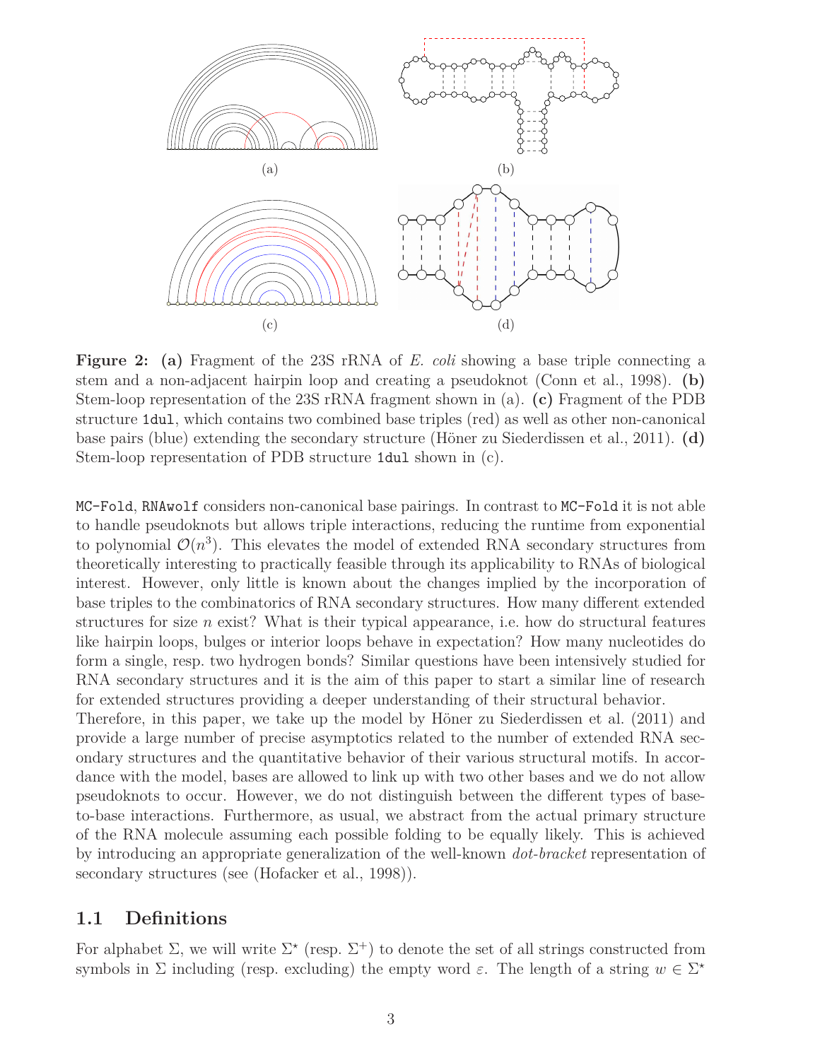(a)

(b)

(c)

(d)

**Figure 2:** **(a)** Fragment of the 23S rRNA of *E. coli* showing a base triple connecting a stem and a non-adjacent hairpin loop and creating a pseudoknot (Conn et al., 1998). **(b)** Stem-loop representation of the 23S rRNA fragment shown in (a). **(c)** Fragment of the PDB structure `1dul`, which contains two combined base triples (red) as well as other non-canonical base pairs (blue) extending the secondary structure (Höner zu Siederdissen et al., 2011). **(d)** Stem-loop representation of PDB structure `1dul` shown in (c).

`MC-Fold`, `RNAwolf` considers non-canonical base pairings. In contrast to `MC-Fold` it is not able to handle pseudoknots but allows triple interactions, reducing the runtime from exponential to polynomial $\mathcal{O}(n^3)$. This elevates the model of extended RNA secondary structures from theoretically interesting to practically feasible through its applicability to RNAs of biological interest. However, only little is known about the changes implied by the incorporation of base triples to the combinatorics of RNA secondary structures. How many different extended structures for size $n$ exist? What is their typical appearance, i.e. how do structural features like hairpin loops, bulges or interior loops behave in expectation? How many nucleotides do form a single, resp. two hydrogen bonds? Similar questions have been intensively studied for RNA secondary structures and it is the aim of this paper to start a similar line of research for extended structures providing a deeper understanding of their structural behavior.

Therefore, in this paper, we take up the model by Höner zu Siederdissen et al. (2011) and provide a large number of precise asymptotics related to the number of extended RNA secondary structures and the quantitative behavior of their various structural motifs. In accordance with the model, bases are allowed to link up with two other bases and we do not allow pseudoknots to occur. However, we do not distinguish between the different types of base-to-base interactions. Furthermore, as usual, we abstract from the actual primary structure of the RNA molecule assuming each possible folding to be equally likely. This is achieved by introducing an appropriate generalization of the well-known *dot-bracket* representation of secondary structures (see (Hofacker et al., 1998)).

## 1.1 Definitions

For alphabet $\Sigma$, we will write $\Sigma^\star$ (resp. $\Sigma^+$) to denote the set of all strings constructed from symbols in $\Sigma$ including (resp. excluding) the empty word $\varepsilon$. The length of a string $w \in \Sigma^\star$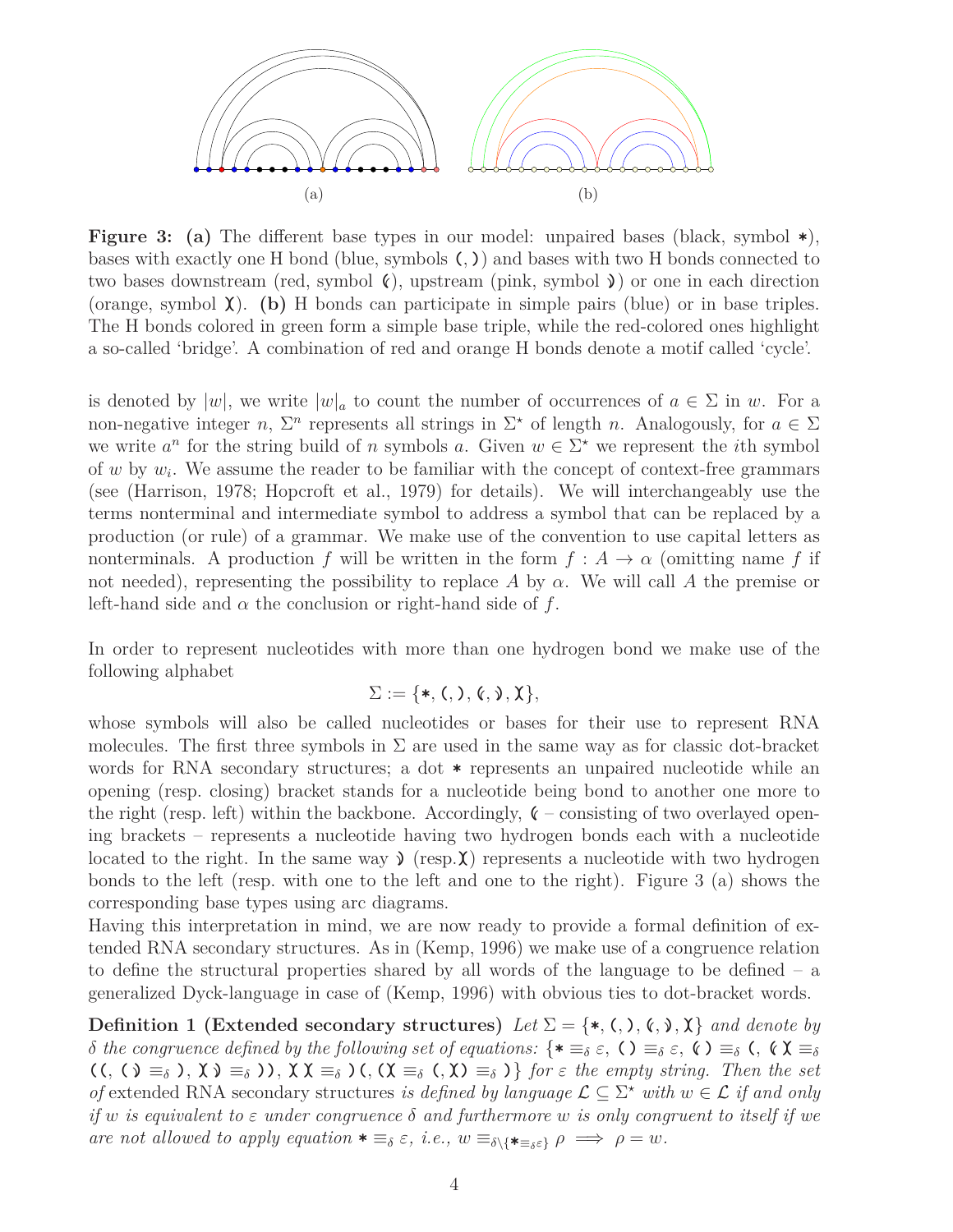(a) (b)

**Figure 3: (a)** The different base types in our model: unpaired bases (black, symbol ∗), bases with exactly one H bond (blue, symbols (, )) and bases with two H bonds connected to two bases downstream (red, symbol ((), upstream (pink, symbol ))) or one in each direction (orange, symbol )(). **(b)** H bonds can participate in simple pairs (blue) or in base triples. The H bonds colored in green form a simple base triple, while the red-colored ones highlight a so-called 'bridge'. A combination of red and orange H bonds denote a motif called 'cycle'.

is denoted by $|w|$, we write $|w|_a$ to count the number of occurrences of $a \in \Sigma$ in $w$. For a non-negative integer $n$, $\Sigma^n$ represents all strings in $\Sigma^\star$ of length $n$. Analogously, for $a \in \Sigma$ we write $a^n$ for the string build of $n$ symbols $a$. Given $w \in \Sigma^\star$ we represent the $i$th symbol of $w$ by $w_i$. We assume the reader to be familiar with the concept of context-free grammars (see (Harrison, 1978; Hopcroft et al., 1979) for details). We will interchangeably use the terms nonterminal and intermediate symbol to address a symbol that can be replaced by a production (or rule) of a grammar. We make use of the convention to use capital letters as nonterminals. A production $f$ will be written in the form $f : A \to \alpha$ (omitting name $f$ if not needed), representing the possibility to replace $A$ by $\alpha$. We will call $A$ the premise or left-hand side and $\alpha$ the conclusion or right-hand side of $f$.

In order to represent nucleotides with more than one hydrogen bond we make use of the following alphabet

$$\Sigma := \{*, (, ), ((, )), )(\},$$

whose symbols will also be called nucleotides or bases for their use to represent RNA molecules. The first three symbols in $\Sigma$ are used in the same way as for classic dot-bracket words for RNA secondary structures; a dot ∗ represents an unpaired nucleotide while an opening (resp. closing) bracket stands for a nucleotide being bond to another one more to the right (resp. left) within the backbone. Accordingly, (( – consisting of two overlayed opening brackets – represents a nucleotide having two hydrogen bonds each with a nucleotide located to the right. In the same way )) (resp. )() represents a nucleotide with two hydrogen bonds to the left (resp. with one to the left and one to the right). Figure 3 (a) shows the corresponding base types using arc diagrams.

Having this interpretation in mind, we are now ready to provide a formal definition of extended RNA secondary structures. As in (Kemp, 1996) we make use of a congruence relation to define the structural properties shared by all words of the language to be defined – a generalized Dyck-language in case of (Kemp, 1996) with obvious ties to dot-bracket words.

**Definition 1 (Extended secondary structures)** *Let $\Sigma = \{*, (, ), ((, )), )(\}$ and denote by $\delta$ the congruence defined by the following set of equations: $\{* \equiv_\delta \varepsilon$, $() \equiv_\delta \varepsilon$, $(() \equiv_\delta ($, $(()( \equiv_\delta (($, $()) \equiv_\delta )$, $)())) \equiv_\delta ))$, $)()( \equiv_\delta )($, $()( \equiv_\delta ($, $()() \equiv_\delta )\}$ for $\varepsilon$ the empty string. Then the set of* extended RNA secondary structures *is defined by language $\mathcal{L} \subseteq \Sigma^\star$ with $w \in \mathcal{L}$ if and only if $w$ is equivalent to $\varepsilon$ under congruence $\delta$ and furthermore $w$ is only congruent to itself if we are not allowed to apply equation $* \equiv_\delta \varepsilon$, i.e., $w \equiv_{\delta \setminus \{* \equiv_\delta \varepsilon\}} \rho \implies \rho = w$.*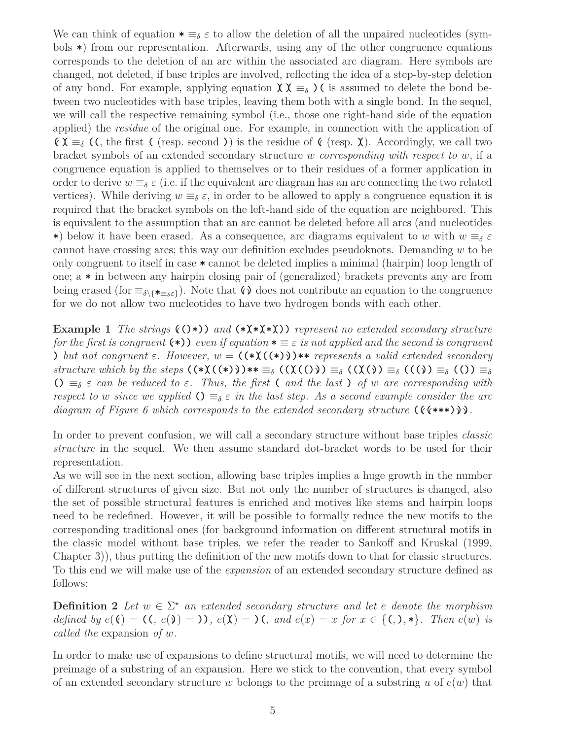We can think of equation $* \equiv_\delta \varepsilon$ to allow the deletion of all the unpaired nucleotides (symbols *) from our representation. Afterwards, using any of the other congruence equations corresponds to the deletion of an arc within the associated arc diagram. Here symbols are changed, not deleted, if base triples are involved, reflecting the idea of a step-by-step deletion of any bond. For example, applying equation χχ $\equiv_\delta$ )( is assumed to delete the bond between two nucleotides with base triples, leaving them both with a single bond. In the sequel, we will call the respective remaining symbol (i.e., those one right-hand side of the equation applied) the *residue* of the original one. For example, in connection with the application of ⦅χ $\equiv_\delta$ ((, the first ( (resp. second )) is the residue of ⦅ (resp. χ). Accordingly, we call two bracket symbols of an extended secondary structure $w$ *corresponding with respect to* $w$, if a congruence equation is applied to themselves or to their residues of a former application in order to derive $w \equiv_\delta \varepsilon$ (i.e. if the equivalent arc diagram has an arc connecting the two related vertices). While deriving $w \equiv_\delta \varepsilon$, in order to be allowed to apply a congruence equation it is required that the bracket symbols on the left-hand side of the equation are neighbored. This is equivalent to the assumption that an arc cannot be deleted before all arcs (and nucleotides *) below it have been erased. As a consequence, arc diagrams equivalent to $w$ with $w \equiv_\delta \varepsilon$ cannot have crossing arcs; this way our definition excludes pseudoknots. Demanding $w$ to be only congruent to itself in case * cannot be deleted implies a minimal (hairpin) loop length of one; a * in between any hairpin closing pair of (generalized) brackets prevents any arc from being erased (for $\equiv_{\delta \setminus \{* \equiv_\delta \varepsilon\}}$). Note that ⦅⦆ does not contribute an equation to the congruence for we do not allow two nucleotides to have two hydrogen bonds with each other.

**Example 1** *The strings* ⦅()*)) *and* (*χ*χ*χ)) *represent no extended secondary structure for the first is congruent* ⦅*)) *even if equation* $* \equiv \varepsilon$ *is not applied and the second is congruent* ) *but not congruent* $\varepsilon$. *However,* $w =$ ((*χ((*))⦆)** *represents a valid extended secondary structure which by the steps* ((*χ((*))⦆)** $\equiv_\delta$ ((χ(())⦆) $\equiv_\delta$ ((χ(⦆) $\equiv_\delta$ (((⦆) $\equiv_\delta$ (()) $\equiv_\delta$ () $\equiv_\delta \varepsilon$ *can be reduced to* $\varepsilon$. *Thus, the first* ( *and the last* ) *of* $w$ *are corresponding with respect to* $w$ *since we applied* () $\equiv_\delta \varepsilon$ *in the last step. As a second example consider the arc diagram of Figure 6 which corresponds to the extended secondary structure* ((⦅***)⦆).

In order to prevent confusion, we will call a secondary structure without base triples *classic structure* in the sequel. We then assume standard dot-bracket words to be used for their representation.

As we will see in the next section, allowing base triples implies a huge growth in the number of different structures of given size. But not only the number of structures is changed, also the set of possible structural features is enriched and motives like stems and hairpin loops need to be redefined. However, it will be possible to formally reduce the new motifs to the corresponding traditional ones (for background information on different structural motifs in the classic model without base triples, we refer the reader to Sankoff and Kruskal (1999, Chapter 3)), thus putting the definition of the new motifs down to that for classic structures. To this end we will make use of the *expansion* of an extended secondary structure defined as follows:

**Definition 2** *Let* $w \in \Sigma^\star$ *an extended secondary structure and let* $e$ *denote the morphism defined by* $e($⦅$) =$ ((, $e($⦆$) =$ )), $e($χ$) =$ )(, *and* $e(x) = x$ *for* $x \in \{$(, ), *$\}$. *Then* $e(w)$ *is called the* expansion *of* $w$.

In order to make use of expansions to define structural motifs, we will need to determine the preimage of a substring of an expansion. Here we stick to the convention, that every symbol of an extended secondary structure $w$ belongs to the preimage of a substring $u$ of $e(w)$ that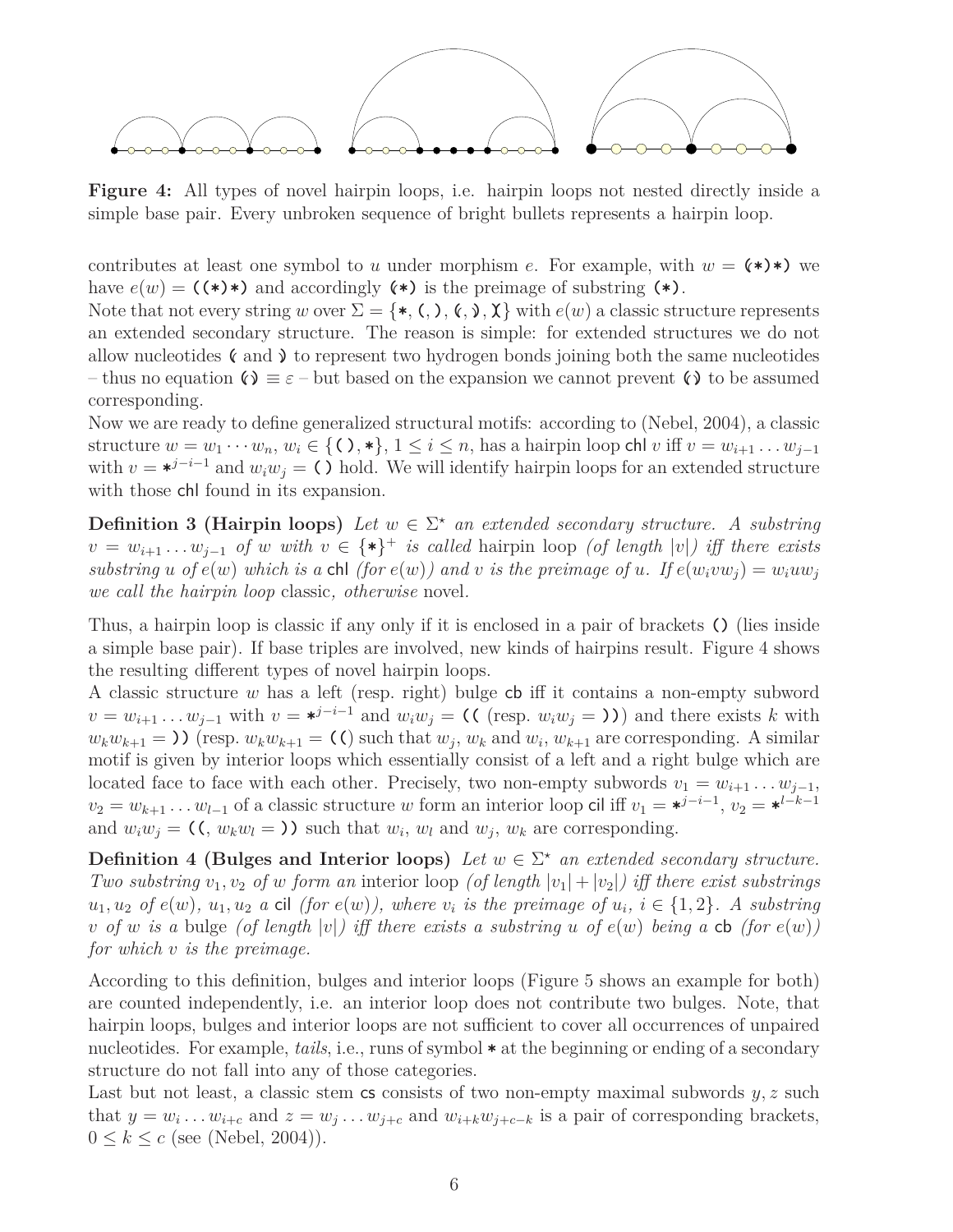**Figure 4:** All types of novel hairpin loops, i.e. hairpin loops not nested directly inside a simple base pair. Every unbroken sequence of bright bullets represents a hairpin loop.

contributes at least one symbol to $u$ under morphism $e$. For example, with $w =$ **(\*)\*)** we have $e(w) =$ **((\*)\*)** and accordingly **(\*)** is the preimage of substring **(\*)**.

Note that not every string $w$ over $\Sigma = \{*, (, ), (, ), X\}$ with $e(w)$ a classic structure represents an extended secondary structure. The reason is simple: for extended structures we do not allow nucleotides ( and ) to represent two hydrogen bonds joining both the same nucleotides – thus no equation $() \equiv \varepsilon$ – but based on the expansion we cannot prevent () to be assumed corresponding.

Now we are ready to define generalized structural motifs: according to (Nebel, 2004), a classic structure $w = w_1 \cdots w_n$, $w_i \in \{(\,), *\}$, $1 \leq i \leq n$, has a hairpin loop chl $v$ iff $v = w_{i+1} \ldots w_{j-1}$ with $v = *^{j-i-1}$ and $w_i w_j = ()$ hold. We will identify hairpin loops for an extended structure with those chl found in its expansion.

**Definition 3 (Hairpin loops)** *Let $w \in \Sigma^\star$ an extended secondary structure. A substring $v = w_{i+1} \ldots w_{j-1}$ of $w$ with $v \in \{*\}^+$ is called* hairpin loop *(of length $|v|$) iff there exists substring $u$ of $e(w)$ which is a* chl *(for $e(w)$) and $v$ is the preimage of $u$. If $e(w_i v w_j) = w_i u w_j$ we call the hairpin loop* classic*, otherwise* novel.

Thus, a hairpin loop is classic if any only if it is enclosed in a pair of brackets () (lies inside a simple base pair). If base triples are involved, new kinds of hairpins result. Figure 4 shows the resulting different types of novel hairpin loops.

A classic structure $w$ has a left (resp. right) bulge cb iff it contains a non-empty subword $v = w_{i+1} \ldots w_{j-1}$ with $v = *^{j-i-1}$ and $w_i w_j =$ (( (resp. $w_i w_j =$ ))) and there exists $k$ with $w_k w_{k+1} =$ )) (resp. $w_k w_{k+1} =$ (() such that $w_j$, $w_k$ and $w_i$, $w_{k+1}$ are corresponding. A similar motif is given by interior loops which essentially consist of a left and a right bulge which are located face to face with each other. Precisely, two non-empty subwords $v_1 = w_{i+1} \ldots w_{j-1}$, $v_2 = w_{k+1} \ldots w_{l-1}$ of a classic structure $w$ form an interior loop cil iff $v_1 = *^{j-i-1}$, $v_2 = *^{l-k-1}$ and $w_i w_j =$ ((, $w_k w_l =$ )) such that $w_i$, $w_l$ and $w_j$, $w_k$ are corresponding.

**Definition 4 (Bulges and Interior loops)** *Let $w \in \Sigma^\star$ an extended secondary structure. Two substring $v_1, v_2$ of $w$ form an* interior loop *(of length $|v_1| + |v_2|$) iff there exist substrings $u_1, u_2$ of $e(w)$, $u_1, u_2$ a* cil *(for $e(w)$), where $v_i$ is the preimage of $u_i$, $i \in \{1, 2\}$. A substring $v$ of $w$ is a* bulge *(of length $|v|$) iff there exists a substring $u$ of $e(w)$ being a* cb *(for $e(w)$) for which $v$ is the preimage.*

According to this definition, bulges and interior loops (Figure 5 shows an example for both) are counted independently, i.e. an interior loop does not contribute two bulges. Note, that hairpin loops, bulges and interior loops are not sufficient to cover all occurrences of unpaired nucleotides. For example, *tails*, i.e., runs of symbol * at the beginning or ending of a secondary structure do not fall into any of those categories.

Last but not least, a classic stem cs consists of two non-empty maximal subwords $y, z$ such that $y = w_i \ldots w_{i+c}$ and $z = w_j \ldots w_{j+c}$ and $w_{i+k} w_{j+c-k}$ is a pair of corresponding brackets, $0 \leq k \leq c$ (see (Nebel, 2004)).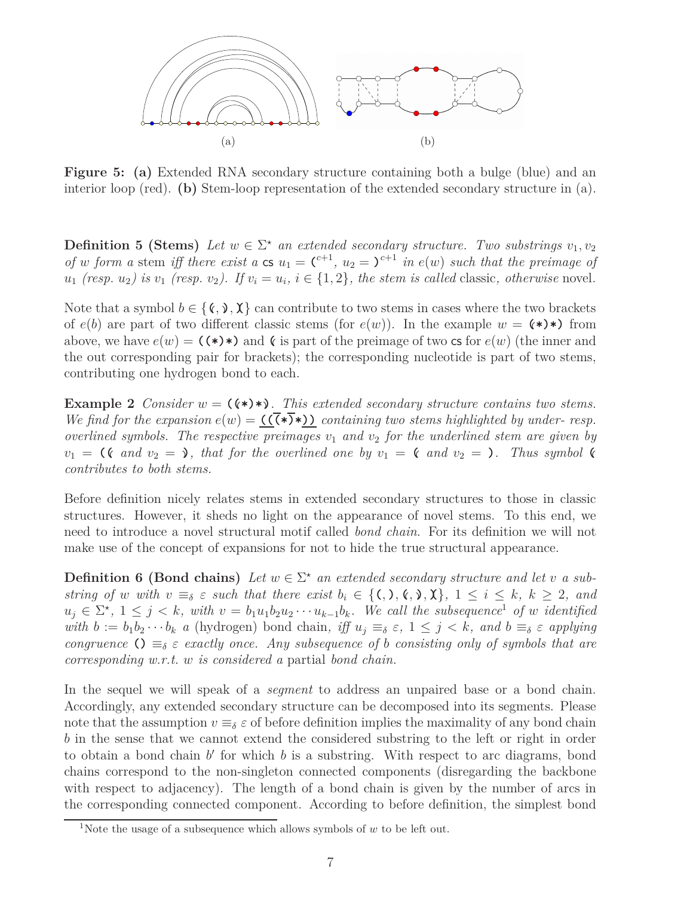(a) (b)

**Figure 5: (a)** Extended RNA secondary structure containing both a bulge (blue) and an interior loop (red). **(b)** Stem-loop representation of the extended secondary structure in (a).

**Definition 5 (Stems)** *Let $w \in \Sigma^\star$ an extended secondary structure. Two substrings $v_1, v_2$ of $w$ form a* stem *iff there exist a* cs $u_1 = \texttt{(}^{c+1}$, $u_2 = \texttt{)}^{c+1}$ *in $e(w)$ such that the preimage of $u_1$ (resp. $u_2$) is $v_1$ (resp. $v_2$). If $v_i = u_i$, $i \in \{1, 2\}$, the stem is called* classic*, otherwise* novel.

Note that a symbol $b \in \{ \texttt{(}, \texttt{)}, \texttt{X} \}$ can contribute to two stems in cases where the two brackets of $e(b)$ are part of two different classic stems (for $e(w)$). In the example $w = \texttt{(*)*)}$ from above, we have $e(w) = \texttt{((*)*)}$ and $\texttt{(}$ is part of the preimage of two cs for $e(w)$ (the inner and the out corresponding pair for brackets); the corresponding nucleotide is part of two stems, contributing one hydrogen bond to each.

**Example 2** *Consider $w = \texttt{((*)*)}$. This extended secondary structure contains two stems. We find for the expansion $e(w) = \underline{\texttt{((}}\overline{\texttt{(}}\texttt{*}\overline{\texttt{)}}\texttt{*}\underline{\texttt{))}}$ containing two stems highlighted by under- resp. overlined symbols. The respective preimages $v_1$ and $v_2$ for the underlined stem are given by $v_1 = \texttt{((}$ and $v_2 = \texttt{)}$, that for the overlined one by $v_1 = \texttt{(}$ and $v_2 = \texttt{)}$. Thus symbol $\texttt{(}$ contributes to both stems.*

Before definition nicely relates stems in extended secondary structures to those in classic structures. However, it sheds no light on the appearance of novel stems. To this end, we need to introduce a novel structural motif called *bond chain*. For its definition we will not make use of the concept of expansions for not to hide the true structural appearance.

**Definition 6 (Bond chains)** *Let $w \in \Sigma^\star$ an extended secondary structure and let $v$ a substring of $w$ with $v \equiv_\delta \varepsilon$ such that there exist $b_i \in \{\texttt{(}, \texttt{)}, \texttt{(}, \texttt{)}, \texttt{X}\}$, $1 \le i \le k$, $k \ge 2$, and $u_j \in \Sigma^\star$, $1 \le j < k$, with $v = b_1 u_1 b_2 u_2 \cdots u_{k-1} b_k$. We call the subsequence[1] of $w$ identified with $b := b_1 b_2 \cdots b_k$ a* (hydrogen) bond chain*, iff $u_j \equiv_\delta \varepsilon$, $1 \le j < k$, and $b \equiv_\delta \varepsilon$ applying congruence $\texttt{()} \equiv_\delta \varepsilon$ exactly once. Any subsequence of $b$ consisting only of symbols that are corresponding w.r.t. $w$ is considered a* partial *bond chain.*

In the sequel we will speak of a *segment* to address an unpaired base or a bond chain. Accordingly, any extended secondary structure can be decomposed into its segments. Please note that the assumption $v \equiv_\delta \varepsilon$ of before definition implies the maximality of any bond chain $b$ in the sense that we cannot extend the considered substring to the left or right in order to obtain a bond chain $b'$ for which $b$ is a substring. With respect to arc diagrams, bond chains correspond to the non-singleton connected components (disregarding the backbone with respect to adjacency). The length of a bond chain is given by the number of arcs in the corresponding connected component. According to before definition, the simplest bond

[1]Note the usage of a subsequence which allows symbols of $w$ to be left out.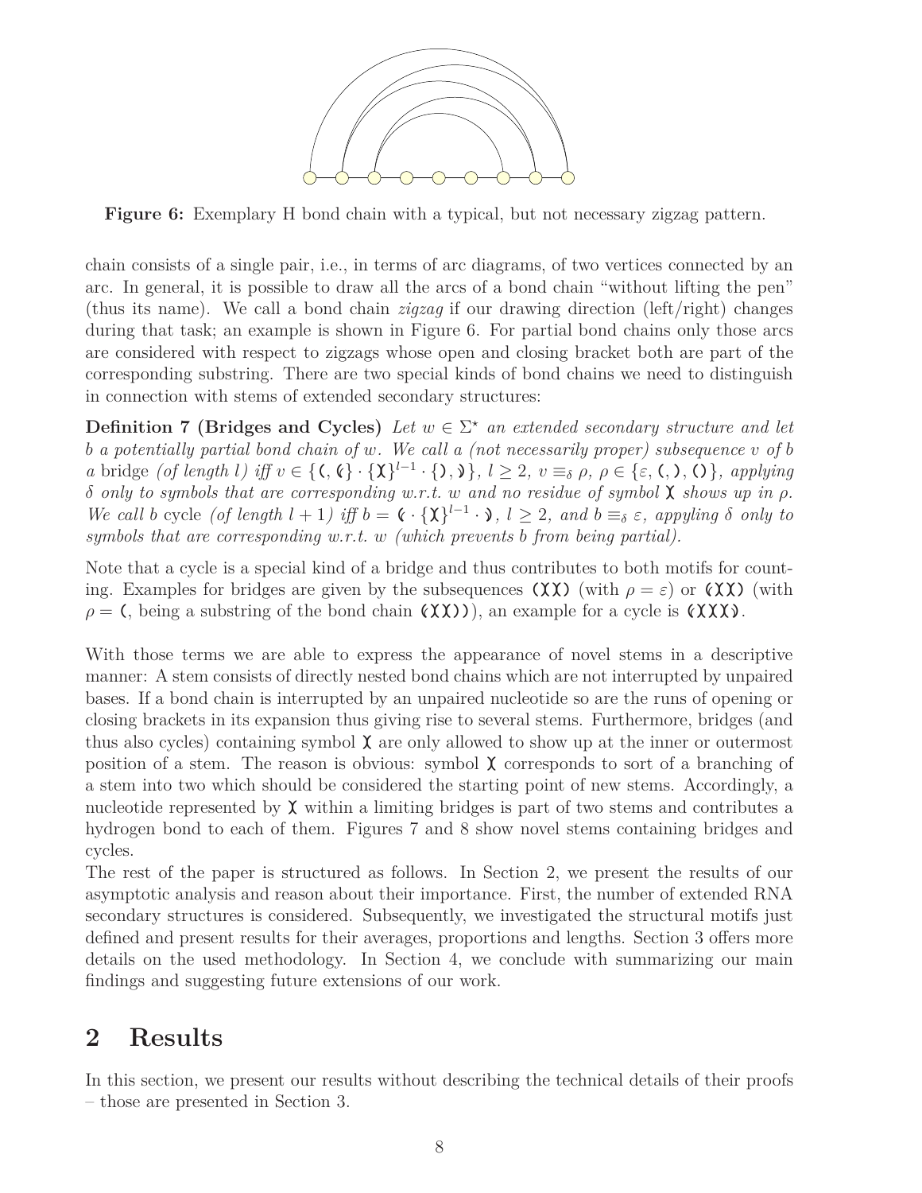**Figure 6:** Exemplary H bond chain with a typical, but not necessary zigzag pattern.

chain consists of a single pair, i.e., in terms of arc diagrams, of two vertices connected by an arc. In general, it is possible to draw all the arcs of a bond chain "without lifting the pen" (thus its name). We call a bond chain *zigzag* if our drawing direction (left/right) changes during that task; an example is shown in Figure 6. For partial bond chains only those arcs are considered with respect to zigzags whose open and closing bracket both are part of the corresponding substring. There are two special kinds of bond chains we need to distinguish in connection with stems of extended secondary structures:

**Definition 7 (Bridges and Cycles)** *Let $w \in \Sigma^\star$ an extended secondary structure and let $b$ a potentially partial bond chain of $w$. We call a (not necessarily proper) subsequence $v$ of $b$ a* bridge *(of length $l$) iff $v \in \{(, \langle\} \cdot \{\chi\}^{l-1} \cdot \{), \rangle\}$, $l \geq 2$, $v \equiv_\delta \rho$, $\rho \in \{\varepsilon, (, ), ()\}$, applying $\delta$ only to symbols that are corresponding w.r.t. $w$ and no residue of symbol $\chi$ shows up in $\rho$. We call $b$* cycle *(of length $l+1$) iff $b = \langle \cdot \{\chi\}^{l-1} \cdot \rangle$, $l \geq 2$, and $b \equiv_\delta \varepsilon$, appyling $\delta$ only to symbols that are corresponding w.r.t. $w$ (which prevents $b$ from being partial).*

Note that a cycle is a special kind of a bridge and thus contributes to both motifs for counting. Examples for bridges are given by the subsequences $(\chi\chi)$ (with $\rho = \varepsilon$) or $\langle\chi\chi)$ (with $\rho = ($, being a substring of the bond chain $\langle\chi\chi))$), an example for a cycle is $\langle\chi\chi\chi\rangle$.

With those terms we are able to express the appearance of novel stems in a descriptive manner: A stem consists of directly nested bond chains which are not interrupted by unpaired bases. If a bond chain is interrupted by an unpaired nucleotide so are the runs of opening or closing brackets in its expansion thus giving rise to several stems. Furthermore, bridges (and thus also cycles) containing symbol $\chi$ are only allowed to show up at the inner or outermost position of a stem. The reason is obvious: symbol $\chi$ corresponds to sort of a branching of a stem into two which should be considered the starting point of new stems. Accordingly, a nucleotide represented by $\chi$ within a limiting bridges is part of two stems and contributes a hydrogen bond to each of them. Figures 7 and 8 show novel stems containing bridges and cycles.

The rest of the paper is structured as follows. In Section 2, we present the results of our asymptotic analysis and reason about their importance. First, the number of extended RNA secondary structures is considered. Subsequently, we investigated the structural motifs just defined and present results for their averages, proportions and lengths. Section 3 offers more details on the used methodology. In Section 4, we conclude with summarizing our main findings and suggesting future extensions of our work.

# 2 Results

In this section, we present our results without describing the technical details of their proofs – those are presented in Section 3.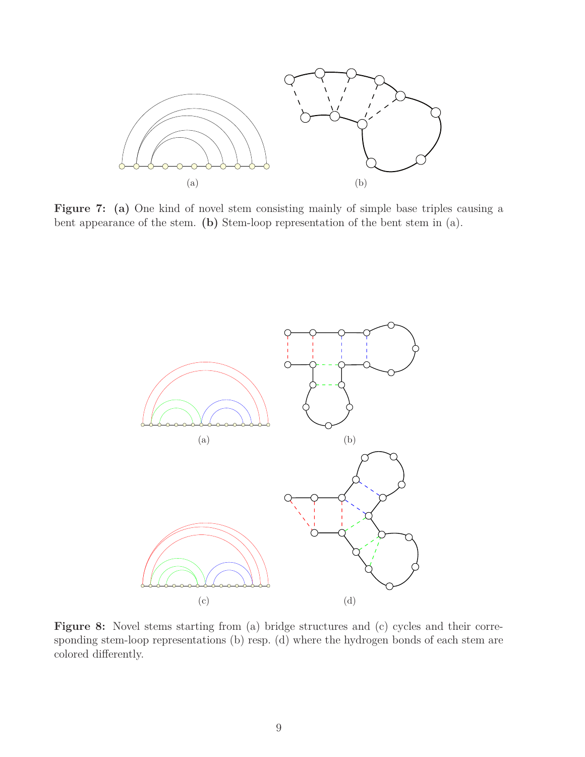(a)

(b)

**Figure 7: (a)** One kind of novel stem consisting mainly of simple base triples causing a bent appearance of the stem. **(b)** Stem-loop representation of the bent stem in (a).

(a)

(b)

(c)

(d)

**Figure 8:** Novel stems starting from (a) bridge structures and (c) cycles and their corresponding stem-loop representations (b) resp. (d) where the hydrogen bonds of each stem are colored differently.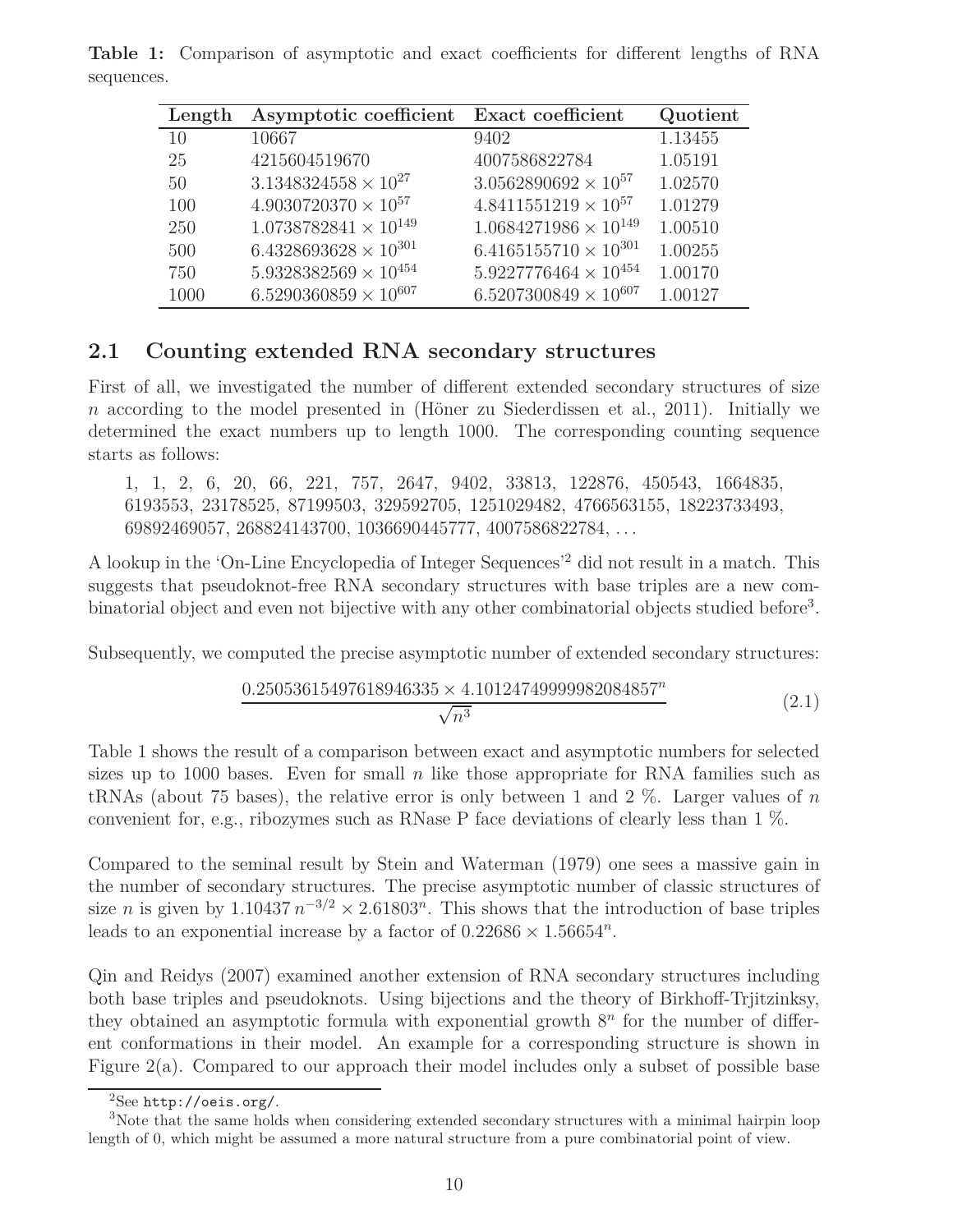**Table 1:** Comparison of asymptotic and exact coefficients for different lengths of RNA sequences.

| Length | Asymptotic coefficient | Exact coefficient | Quotient |
|---|---|---|---|
| 10 | 10667 | 9402 | 1.13455 |
| 25 | 4215604519670 | 4007586822784 | 1.05191 |
| 50 | $3.1348324558 \times 10^{27}$ | $3.0562890692 \times 10^{57}$ | 1.02570 |
| 100 | $4.9030720370 \times 10^{57}$ | $4.8411551219 \times 10^{57}$ | 1.01279 |
| 250 | $1.0738782841 \times 10^{149}$ | $1.0684271986 \times 10^{149}$ | 1.00510 |
| 500 | $6.4328693628 \times 10^{301}$ | $6.4165155710 \times 10^{301}$ | 1.00255 |
| 750 | $5.9328382569 \times 10^{454}$ | $5.9227776464 \times 10^{454}$ | 1.00170 |
| 1000 | $6.5290360859 \times 10^{607}$ | $6.5207300849 \times 10^{607}$ | 1.00127 |

## 2.1 Counting extended RNA secondary structures

First of all, we investigated the number of different extended secondary structures of size $n$ according to the model presented in (Höner zu Siederdissen et al., 2011). Initially we determined the exact numbers up to length 1000. The corresponding counting sequence starts as follows:

1, 1, 2, 6, 20, 66, 221, 757, 2647, 9402, 33813, 122876, 450543, 1664835, 6193553, 23178525, 87199503, 329592705, 1251029482, 4766563155, 18223733493, 69892469057, 268824143700, 1036690445777, 4007586822784, ...

A lookup in the 'On-Line Encyclopedia of Integer Sequences'[2] did not result in a match. This suggests that pseudoknot-free RNA secondary structures with base triples are a new combinatorial object and even not bijective with any other combinatorial objects studied before[3].

Subsequently, we computed the precise asymptotic number of extended secondary structures:

$$\frac{0.25053615497618946335 \times 4.10124749999982084857^n}{\sqrt{n^3}} \tag{2.1}$$

Table 1 shows the result of a comparison between exact and asymptotic numbers for selected sizes up to 1000 bases. Even for small $n$ like those appropriate for RNA families such as tRNAs (about 75 bases), the relative error is only between 1 and 2 %. Larger values of $n$ convenient for, e.g., ribozymes such as RNase P face deviations of clearly less than 1 %.

Compared to the seminal result by Stein and Waterman (1979) one sees a massive gain in the number of secondary structures. The precise asymptotic number of classic structures of size $n$ is given by $1.10437\, n^{-3/2} \times 2.61803^n$. This shows that the introduction of base triples leads to an exponential increase by a factor of $0.22686 \times 1.56654^n$.

Qin and Reidys (2007) examined another extension of RNA secondary structures including both base triples and pseudoknots. Using bijections and the theory of Birkhoff-Trjitzinksy, they obtained an asymptotic formula with exponential growth $8^n$ for the number of different conformations in their model. An example for a corresponding structure is shown in Figure 2(a). Compared to our approach their model includes only a subset of possible base

[2] See http://oeis.org/.

[3] Note that the same holds when considering extended secondary structures with a minimal hairpin loop length of 0, which might be assumed a more natural structure from a pure combinatorial point of view.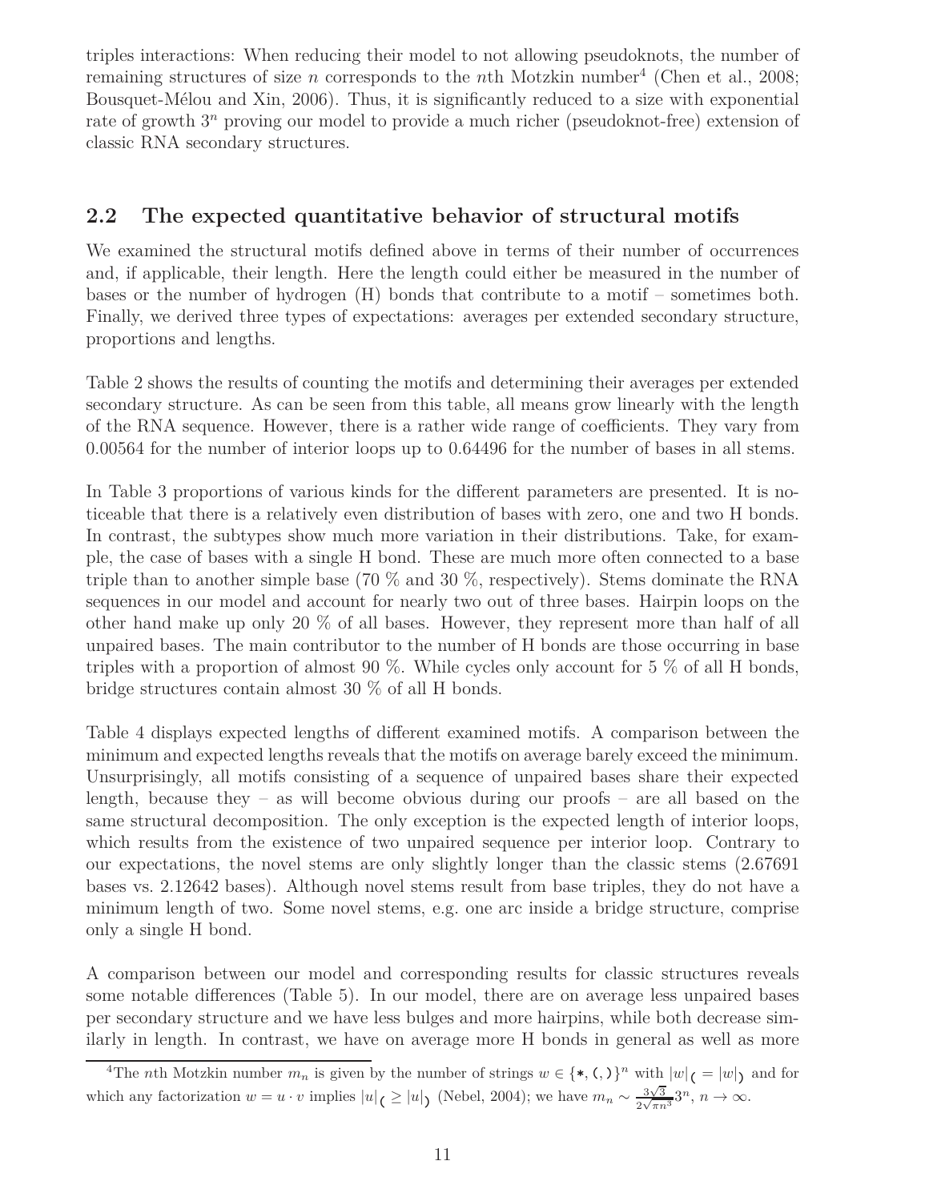triples interactions: When reducing their model to not allowing pseudoknots, the number of remaining structures of size $n$ corresponds to the $n$th Motzkin number[4] (Chen et al., 2008; Bousquet-Mélou and Xin, 2006). Thus, it is significantly reduced to a size with exponential rate of growth $3^n$ proving our model to provide a much richer (pseudoknot-free) extension of classic RNA secondary structures.

## 2.2 The expected quantitative behavior of structural motifs

We examined the structural motifs defined above in terms of their number of occurrences and, if applicable, their length. Here the length could either be measured in the number of bases or the number of hydrogen (H) bonds that contribute to a motif – sometimes both. Finally, we derived three types of expectations: averages per extended secondary structure, proportions and lengths.

Table 2 shows the results of counting the motifs and determining their averages per extended secondary structure. As can be seen from this table, all means grow linearly with the length of the RNA sequence. However, there is a rather wide range of coefficients. They vary from 0.00564 for the number of interior loops up to 0.64496 for the number of bases in all stems.

In Table 3 proportions of various kinds for the different parameters are presented. It is noticeable that there is a relatively even distribution of bases with zero, one and two H bonds. In contrast, the subtypes show much more variation in their distributions. Take, for example, the case of bases with a single H bond. These are much more often connected to a base triple than to another simple base (70 % and 30 %, respectively). Stems dominate the RNA sequences in our model and account for nearly two out of three bases. Hairpin loops on the other hand make up only 20 % of all bases. However, they represent more than half of all unpaired bases. The main contributor to the number of H bonds are those occurring in base triples with a proportion of almost 90 %. While cycles only account for 5 % of all H bonds, bridge structures contain almost 30 % of all H bonds.

Table 4 displays expected lengths of different examined motifs. A comparison between the minimum and expected lengths reveals that the motifs on average barely exceed the minimum. Unsurprisingly, all motifs consisting of a sequence of unpaired bases share their expected length, because they – as will become obvious during our proofs – are all based on the same structural decomposition. The only exception is the expected length of interior loops, which results from the existence of two unpaired sequence per interior loop. Contrary to our expectations, the novel stems are only slightly longer than the classic stems (2.67691 bases vs. 2.12642 bases). Although novel stems result from base triples, they do not have a minimum length of two. Some novel stems, e.g. one arc inside a bridge structure, comprise only a single H bond.

A comparison between our model and corresponding results for classic structures reveals some notable differences (Table 5). In our model, there are on average less unpaired bases per secondary structure and we have less bulges and more hairpins, while both decrease similarly in length. In contrast, we have on average more H bonds in general as well as more

[4] The $n$th Motzkin number $m_n$ is given by the number of strings $w \in \{*, (, )\}^n$ with $|w|_( = |w|_)$ and for which any factorization $w = u \cdot v$ implies $|u|_( \geq |u|_)$ (Nebel, 2004); we have $m_n \sim \frac{3\sqrt{3}}{2\sqrt{\pi n^3}} 3^n$, $n \to \infty$.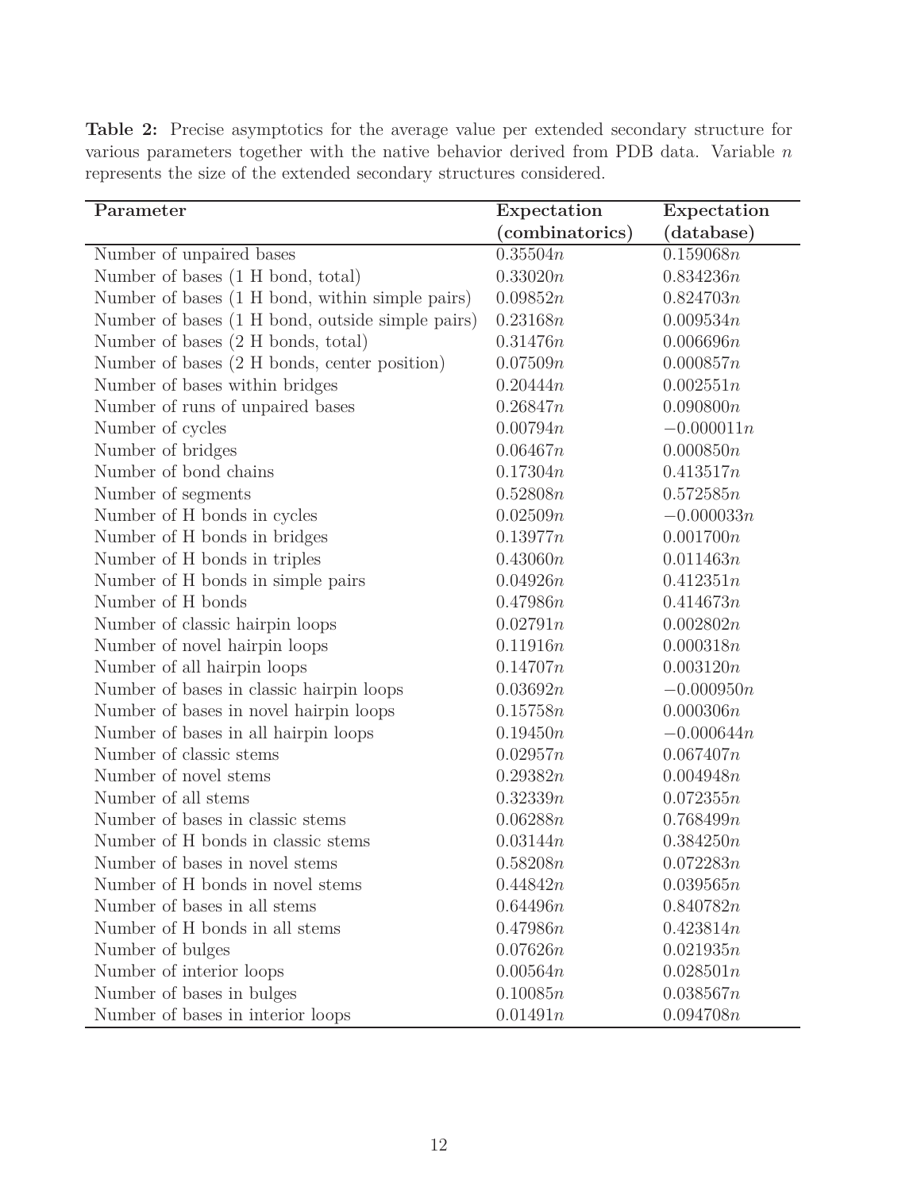**Table 2:** Precise asymptotics for the average value per extended secondary structure for various parameters together with the native behavior derived from PDB data. Variable $n$ represents the size of the extended secondary structures considered.

| Parameter | Expectation (combinatorics) | Expectation (database) |
|---|---|---|
| Number of unpaired bases | $0.35504n$ | $0.159068n$ |
| Number of bases (1 H bond, total) | $0.33020n$ | $0.834236n$ |
| Number of bases (1 H bond, within simple pairs) | $0.09852n$ | $0.824703n$ |
| Number of bases (1 H bond, outside simple pairs) | $0.23168n$ | $0.009534n$ |
| Number of bases (2 H bonds, total) | $0.31476n$ | $0.006696n$ |
| Number of bases (2 H bonds, center position) | $0.07509n$ | $0.000857n$ |
| Number of bases within bridges | $0.20444n$ | $0.002551n$ |
| Number of runs of unpaired bases | $0.26847n$ | $0.090800n$ |
| Number of cycles | $0.00794n$ | $-0.000011n$ |
| Number of bridges | $0.06467n$ | $0.000850n$ |
| Number of bond chains | $0.17304n$ | $0.413517n$ |
| Number of segments | $0.52808n$ | $0.572585n$ |
| Number of H bonds in cycles | $0.02509n$ | $-0.000033n$ |
| Number of H bonds in bridges | $0.13977n$ | $0.001700n$ |
| Number of H bonds in triples | $0.43060n$ | $0.011463n$ |
| Number of H bonds in simple pairs | $0.04926n$ | $0.412351n$ |
| Number of H bonds | $0.47986n$ | $0.414673n$ |
| Number of classic hairpin loops | $0.02791n$ | $0.002802n$ |
| Number of novel hairpin loops | $0.11916n$ | $0.000318n$ |
| Number of all hairpin loops | $0.14707n$ | $0.003120n$ |
| Number of bases in classic hairpin loops | $0.03692n$ | $-0.000950n$ |
| Number of bases in novel hairpin loops | $0.15758n$ | $0.000306n$ |
| Number of bases in all hairpin loops | $0.19450n$ | $-0.000644n$ |
| Number of classic stems | $0.02957n$ | $0.067407n$ |
| Number of novel stems | $0.29382n$ | $0.004948n$ |
| Number of all stems | $0.32339n$ | $0.072355n$ |
| Number of bases in classic stems | $0.06288n$ | $0.768499n$ |
| Number of H bonds in classic stems | $0.03144n$ | $0.384250n$ |
| Number of bases in novel stems | $0.58208n$ | $0.072283n$ |
| Number of H bonds in novel stems | $0.44842n$ | $0.039565n$ |
| Number of bases in all stems | $0.64496n$ | $0.840782n$ |
| Number of H bonds in all stems | $0.47986n$ | $0.423814n$ |
| Number of bulges | $0.07626n$ | $0.021935n$ |
| Number of interior loops | $0.00564n$ | $0.028501n$ |
| Number of bases in bulges | $0.10085n$ | $0.038567n$ |
| Number of bases in interior loops | $0.01491n$ | $0.094708n$ |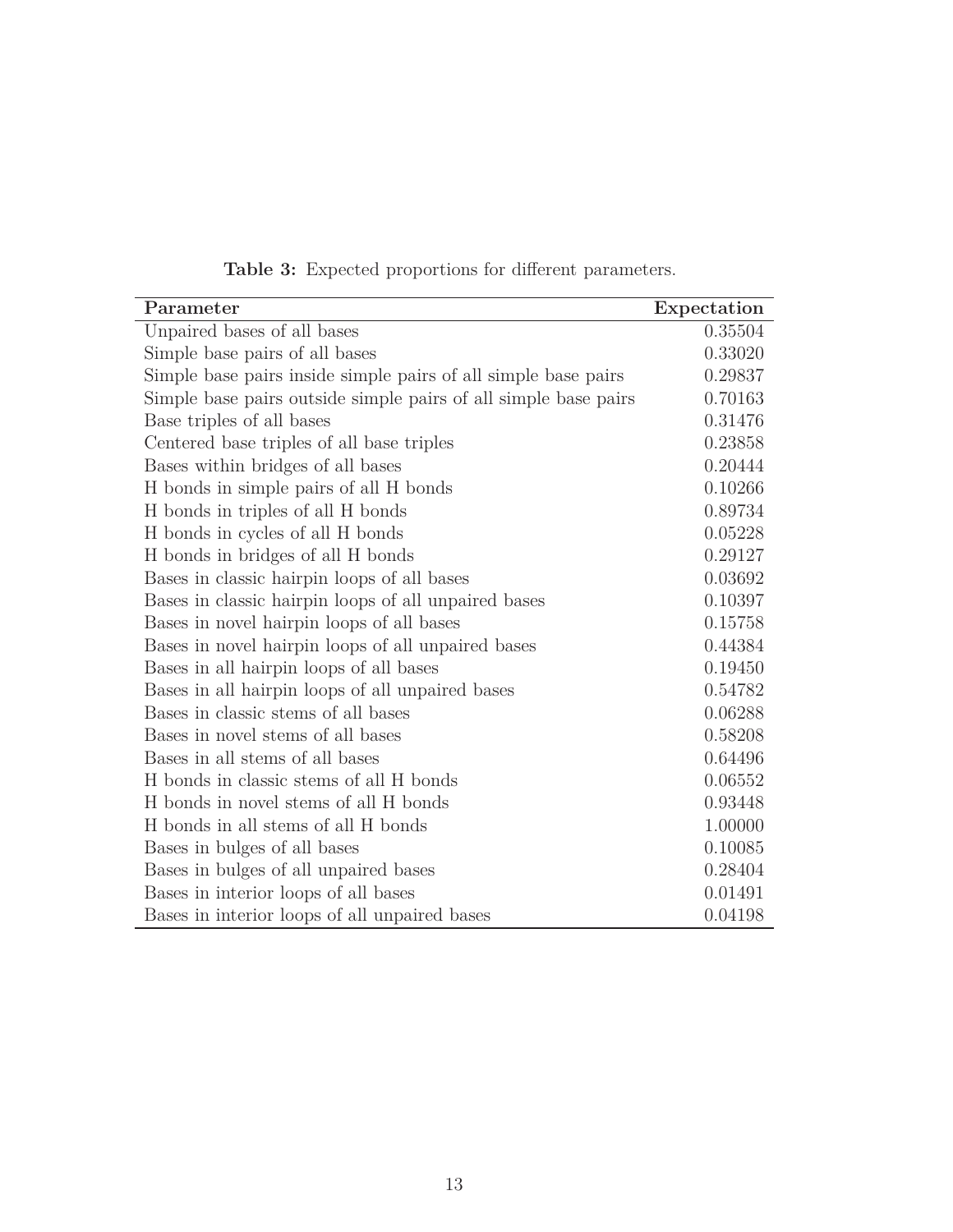**Table 3:** Expected proportions for different parameters.

| **Parameter** | **Expectation** |
|---|---|
| Unpaired bases of all bases | 0.35504 |
| Simple base pairs of all bases | 0.33020 |
| Simple base pairs inside simple pairs of all simple base pairs | 0.29837 |
| Simple base pairs outside simple pairs of all simple base pairs | 0.70163 |
| Base triples of all bases | 0.31476 |
| Centered base triples of all base triples | 0.23858 |
| Bases within bridges of all bases | 0.20444 |
| H bonds in simple pairs of all H bonds | 0.10266 |
| H bonds in triples of all H bonds | 0.89734 |
| H bonds in cycles of all H bonds | 0.05228 |
| H bonds in bridges of all H bonds | 0.29127 |
| Bases in classic hairpin loops of all bases | 0.03692 |
| Bases in classic hairpin loops of all unpaired bases | 0.10397 |
| Bases in novel hairpin loops of all bases | 0.15758 |
| Bases in novel hairpin loops of all unpaired bases | 0.44384 |
| Bases in all hairpin loops of all bases | 0.19450 |
| Bases in all hairpin loops of all unpaired bases | 0.54782 |
| Bases in classic stems of all bases | 0.06288 |
| Bases in novel stems of all bases | 0.58208 |
| Bases in all stems of all bases | 0.64496 |
| H bonds in classic stems of all H bonds | 0.06552 |
| H bonds in novel stems of all H bonds | 0.93448 |
| H bonds in all stems of all H bonds | 1.00000 |
| Bases in bulges of all bases | 0.10085 |
| Bases in bulges of all unpaired bases | 0.28404 |
| Bases in interior loops of all bases | 0.01491 |
| Bases in interior loops of all unpaired bases | 0.04198 |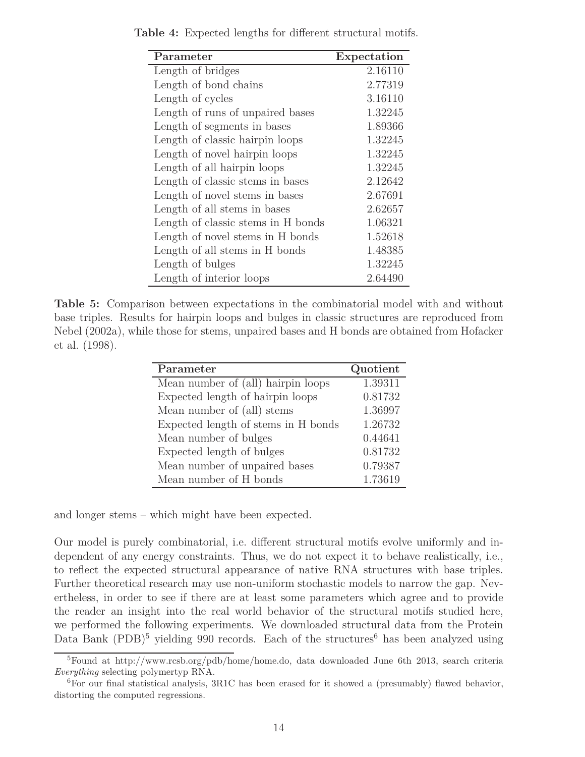**Table 4:** Expected lengths for different structural motifs.

| Parameter | Expectation |
|---|---|
| Length of bridges | 2.16110 |
| Length of bond chains | 2.77319 |
| Length of cycles | 3.16110 |
| Length of runs of unpaired bases | 1.32245 |
| Length of segments in bases | 1.89366 |
| Length of classic hairpin loops | 1.32245 |
| Length of novel hairpin loops | 1.32245 |
| Length of all hairpin loops | 1.32245 |
| Length of classic stems in bases | 2.12642 |
| Length of novel stems in bases | 2.67691 |
| Length of all stems in bases | 2.62657 |
| Length of classic stems in H bonds | 1.06321 |
| Length of novel stems in H bonds | 1.52618 |
| Length of all stems in H bonds | 1.48385 |
| Length of bulges | 1.32245 |
| Length of interior loops | 2.64490 |

**Table 5:** Comparison between expectations in the combinatorial model with and without base triples. Results for hairpin loops and bulges in classic structures are reproduced from Nebel (2002a), while those for stems, unpaired bases and H bonds are obtained from Hofacker et al. (1998).

| Parameter | Quotient |
|---|---|
| Mean number of (all) hairpin loops | 1.39311 |
| Expected length of hairpin loops | 0.81732 |
| Mean number of (all) stems | 1.36997 |
| Expected length of stems in H bonds | 1.26732 |
| Mean number of bulges | 0.44641 |
| Expected length of bulges | 0.81732 |
| Mean number of unpaired bases | 0.79387 |
| Mean number of H bonds | 1.73619 |

and longer stems – which might have been expected.

Our model is purely combinatorial, i.e. different structural motifs evolve uniformly and independent of any energy constraints. Thus, we do not expect it to behave realistically, i.e., to reflect the expected structural appearance of native RNA structures with base triples. Further theoretical research may use non-uniform stochastic models to narrow the gap. Nevertheless, in order to see if there are at least some parameters which agree and to provide the reader an insight into the real world behavior of the structural motifs studied here, we performed the following experiments. We downloaded structural data from the Protein Data Bank (PDB)[5] yielding 990 records. Each of the structures[6] has been analyzed using

[5]Found at http://www.rcsb.org/pdb/home/home.do, data downloaded June 6th 2013, search criteria *Everything* selecting polymertyp RNA.

[6]For our final statistical analysis, 3R1C has been erased for it showed a (presumably) flawed behavior, distorting the computed regressions.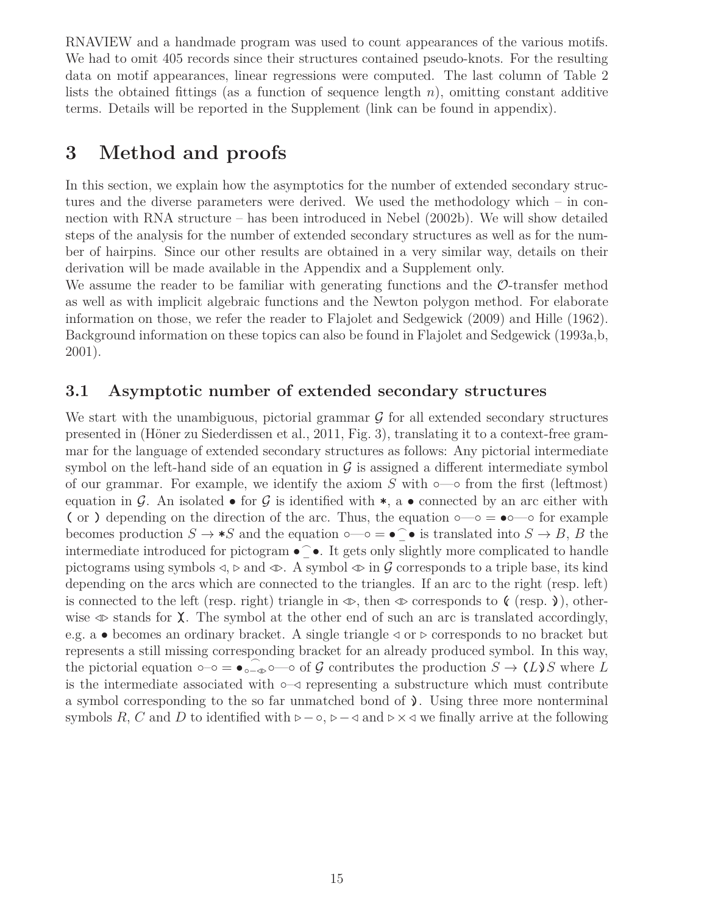RNAVIEW and a handmade program was used to count appearances of the various motifs. We had to omit 405 records since their structures contained pseudo-knots. For the resulting data on motif appearances, linear regressions were computed. The last column of Table 2 lists the obtained fittings (as a function of sequence length $n$), omitting constant additive terms. Details will be reported in the Supplement (link can be found in appendix).

# 3 Method and proofs

In this section, we explain how the asymptotics for the number of extended secondary structures and the diverse parameters were derived. We used the methodology which – in connection with RNA structure – has been introduced in Nebel (2002b). We will show detailed steps of the analysis for the number of extended secondary structures as well as for the number of hairpins. Since our other results are obtained in a very similar way, details on their derivation will be made available in the Appendix and a Supplement only.

We assume the reader to be familiar with generating functions and the $\mathcal{O}$-transfer method as well as with implicit algebraic functions and the Newton polygon method. For elaborate information on those, we refer the reader to Flajolet and Sedgewick (2009) and Hille (1962). Background information on these topics can also be found in Flajolet and Sedgewick (1993a,b, 2001).

## 3.1 Asymptotic number of extended secondary structures

We start with the unambiguous, pictorial grammar $\mathcal{G}$ for all extended secondary structures presented in (Höner zu Siederdissen et al., 2011, Fig. 3), translating it to a context-free grammar for the language of extended secondary structures as follows: Any pictorial intermediate symbol on the left-hand side of an equation in $\mathcal{G}$ is assigned a different intermediate symbol of our grammar. For example, we identify the axiom $S$ with ∘—∘ from the first (leftmost) equation in $\mathcal{G}$. An isolated • for $\mathcal{G}$ is identified with $*$, a • connected by an arc either with ( or ) depending on the direction of the arc. Thus, the equation ∘—∘ = •∘—∘ for example becomes production $S \rightarrow *S$ and the equation ∘—∘ = •⌒• is translated into $S \rightarrow B$, $B$ the intermediate introduced for pictogram •⌒•. It gets only slightly more complicated to handle pictograms using symbols ◁, ▷ and ◁▷. A symbol ◁▷ in $\mathcal{G}$ corresponds to a triple base, its kind depending on the arcs which are connected to the triangles. If an arc to the right (resp. left) is connected to the left (resp. right) triangle in ◁▷, then ◁▷ corresponds to ⦅ (resp. ⦆), otherwise ◁▷ stands for χ. The symbol at the other end of such an arc is translated accordingly, e.g. a • becomes an ordinary bracket. A single triangle ◁ or ▷ corresponds to no bracket but represents a still missing corresponding bracket for an already produced symbol. In this way, the pictorial equation ∘–∘ = •⌒∘–◁▷∘—∘ of $\mathcal{G}$ contributes the production $S \rightarrow (L⦆S$ where $L$ is the intermediate associated with ∘–◁ representing a substructure which must contribute a symbol corresponding to the so far unmatched bond of ⦆. Using three more nonterminal symbols $R$, $C$ and $D$ to identified with ▷ – ∘, ▷ – ◁ and ▷ × ◁ we finally arrive at the following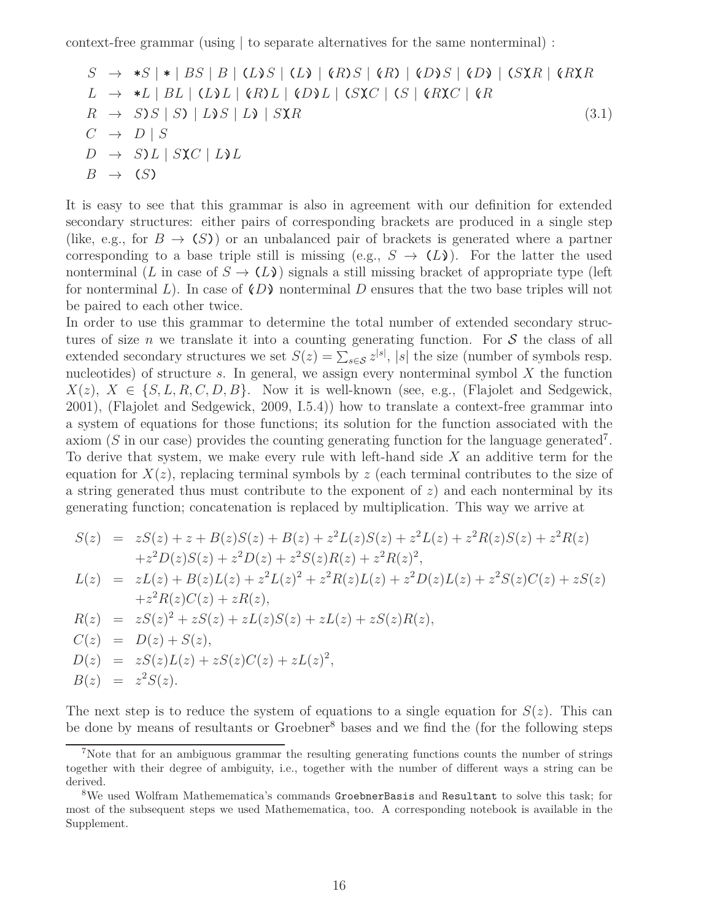context-free grammar (using | to separate alternatives for the same nonterminal) :

$$
\begin{array}{rcl}
S & \rightarrow & *S \mid * \mid BS \mid B \mid (L\rrparenthesis S \mid (L\rrparenthesis \mid \llparenthesis R)S \mid \llparenthesis R) \mid \llparenthesis D\rrparenthesis S \mid \llparenthesis D\rrparenthesis \mid (S\chi R \mid \llparenthesis R\chi R \\
L & \rightarrow & *L \mid BL \mid (L\rrparenthesis L \mid \llparenthesis R)L \mid \llparenthesis D\rrparenthesis L \mid (S\chi C \mid (S \mid \llparenthesis R\chi C \mid \llparenthesis R \\
R & \rightarrow & S)S \mid S) \mid L\rrparenthesis S \mid L\rrparenthesis \mid S\chi R \\
C & \rightarrow & D \mid S \\
D & \rightarrow & S)L \mid S\chi C \mid L\rrparenthesis L \\
B & \rightarrow & (S)
\end{array}
\qquad (3.1)
$$

It is easy to see that this grammar is also in agreement with our definition for extended secondary structures: either pairs of corresponding brackets are produced in a single step (like, e.g., for $B \rightarrow (S)$) or an unbalanced pair of brackets is generated where a partner corresponding to a base triple still is missing (e.g., $S \rightarrow (L\rrparenthesis$). For the latter the used nonterminal ($L$ in case of $S \rightarrow (L\rrparenthesis$) signals a still missing bracket of appropriate type (left for nonterminal $L$). In case of $\llparenthesis D\rrparenthesis$ nonterminal $D$ ensures that the two base triples will not be paired to each other twice.

In order to use this grammar to determine the total number of extended secondary structures of size $n$ we translate it into a counting generating function. For $\mathcal{S}$ the class of all extended secondary structures we set $S(z) = \sum_{s \in \mathcal{S}} z^{|s|}$, $|s|$ the size (number of symbols resp. nucleotides) of structure $s$. In general, we assign every nonterminal symbol $X$ the function $X(z)$, $X \in \{S, L, R, C, D, B\}$. Now it is well-known (see, e.g., (Flajolet and Sedgewick, 2001), (Flajolet and Sedgewick, 2009, I.5.4)) how to translate a context-free grammar into a system of equations for those functions; its solution for the function associated with the axiom ($S$ in our case) provides the counting generating function for the language generated[7]. To derive that system, we make every rule with left-hand side $X$ an additive term for the equation for $X(z)$, replacing terminal symbols by $z$ (each terminal contributes to the size of a string generated thus must contribute to the exponent of $z$) and each nonterminal by its generating function; concatenation is replaced by multiplication. This way we arrive at

$$
\begin{aligned}
S(z) &= zS(z) + z + B(z)S(z) + B(z) + z^2L(z)S(z) + z^2L(z) + z^2R(z)S(z) + z^2R(z) \\
&\quad + z^2D(z)S(z) + z^2D(z) + z^2S(z)R(z) + z^2R(z)^2, \\
L(z) &= zL(z) + B(z)L(z) + z^2L(z)^2 + z^2R(z)L(z) + z^2D(z)L(z) + z^2S(z)C(z) + zS(z) \\
&\quad + z^2R(z)C(z) + zR(z), \\
R(z) &= zS(z)^2 + zS(z) + zL(z)S(z) + zL(z) + zS(z)R(z), \\
C(z) &= D(z) + S(z), \\
D(z) &= zS(z)L(z) + zS(z)C(z) + zL(z)^2, \\
B(z) &= z^2S(z).
\end{aligned}
$$

The next step is to reduce the system of equations to a single equation for $S(z)$. This can be done by means of resultants or Groebner[8] bases and we find the (for the following steps

---

[7] Note that for an ambiguous grammar the resulting generating functions counts the number of strings together with their degree of ambiguity, i.e., together with the number of different ways a string can be derived.

[8] We used Wolfram Mathemematica's commands `GroebnerBasis` and `Resultant` to solve this task; for most of the subsequent steps we used Mathemematica, too. A corresponding notebook is available in the Supplement.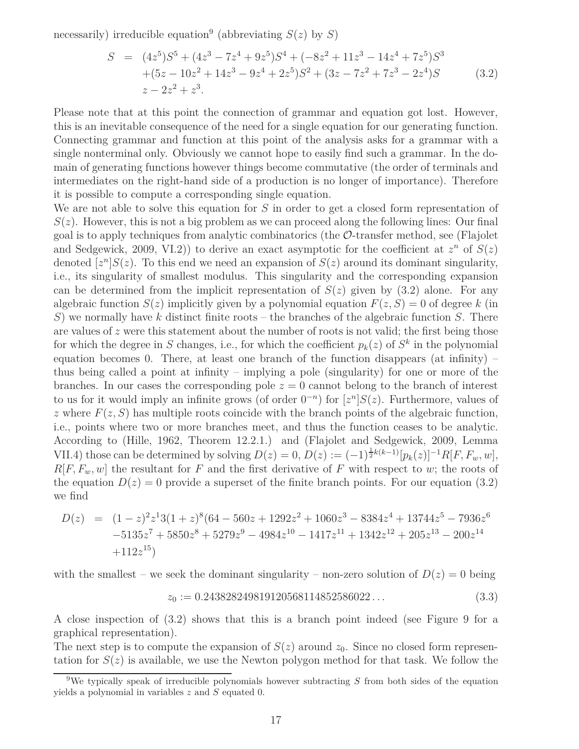necessarily) irreducible equation[9] (abbreviating $S(z)$ by $S$)

$$
\begin{aligned}
S &= (4z^5)S^5 + (4z^3 - 7z^4 + 9z^5)S^4 + (-8z^2 + 11z^3 - 14z^4 + 7z^5)S^3 \\
&\quad + (5z - 10z^2 + 14z^3 - 9z^4 + 2z^5)S^2 + (3z - 7z^2 + 7z^3 - 2z^4)S \\
&\quad z - 2z^2 + z^3.
\end{aligned}
\tag{3.2}
$$

Please note that at this point the connection of grammar and equation got lost. However, this is an inevitable consequence of the need for a single equation for our generating function. Connecting grammar and function at this point of the analysis asks for a grammar with a single nonterminal only. Obviously we cannot hope to easily find such a grammar. In the domain of generating functions however things become commutative (the order of terminals and intermediates on the right-hand side of a production is no longer of importance). Therefore it is possible to compute a corresponding single equation.

We are not able to solve this equation for $S$ in order to get a closed form representation of $S(z)$. However, this is not a big problem as we can proceed along the following lines: Our final goal is to apply techniques from analytic combinatorics (the $\mathcal{O}$-transfer method, see (Flajolet and Sedgewick, 2009, VI.2)) to derive an exact asymptotic for the coefficient at $z^n$ of $S(z)$ denoted $[z^n]S(z)$. To this end we need an expansion of $S(z)$ around its dominant singularity, i.e., its singularity of smallest modulus. This singularity and the corresponding expansion can be determined from the implicit representation of $S(z)$ given by (3.2) alone. For any algebraic function $S(z)$ implicitly given by a polynomial equation $F(z, S) = 0$ of degree $k$ (in $S$) we normally have $k$ distinct finite roots – the branches of the algebraic function $S$. There are values of $z$ were this statement about the number of roots is not valid; the first being those for which the degree in $S$ changes, i.e., for which the coefficient $p_k(z)$ of $S^k$ in the polynomial equation becomes 0. There, at least one branch of the function disappears (at infinity) – thus being called a point at infinity – implying a pole (singularity) for one or more of the branches. In our cases the corresponding pole $z = 0$ cannot belong to the branch of interest to us for it would imply an infinite grows (of order $0^{-n}$) for $[z^n]S(z)$. Furthermore, values of $z$ where $F(z, S)$ has multiple roots coincide with the branch points of the algebraic function, i.e., points where two or more branches meet, and thus the function ceases to be analytic. According to (Hille, 1962, Theorem 12.2.1.) and (Flajolet and Sedgewick, 2009, Lemma VII.4) those can be determined by solving $D(z) = 0$, $D(z) := (-1)^{\frac{1}{2}k(k-1)}[p_k(z)]^{-1}R[F, F_w, w]$, $R[F, F_w, w]$ the resultant for $F$ and the first derivative of $F$ with respect to $w$; the roots of the equation $D(z) = 0$ provide a superset of the finite branch points. For our equation (3.2) we find

$$
\begin{aligned}
D(z) &= (1-z)^2 z^1 3(1+z)^8 (64 - 560z + 1292z^2 + 1060z^3 - 8384z^4 + 13744z^5 - 7936z^6 \\
&\quad -5135z^7 + 5850z^8 + 5279z^9 - 4984z^{10} - 1417z^{11} + 1342z^{12} + 205z^{13} - 200z^{14} \\
&\quad +112z^{15})
\end{aligned}
$$

with the smallest – we seek the dominant singularity – non-zero solution of $D(z) = 0$ being

$$
z_0 := 0.2438282498191205681148525860 22\ldots \tag{3.3}
$$

A close inspection of (3.2) shows that this is a branch point indeed (see Figure 9 for a graphical representation).

The next step is to compute the expansion of $S(z)$ around $z_0$. Since no closed form representation for $S(z)$ is available, we use the Newton polygon method for that task. We follow the

[9] We typically speak of irreducible polynomials however subtracting $S$ from both sides of the equation yields a polynomial in variables $z$ and $S$ equated 0.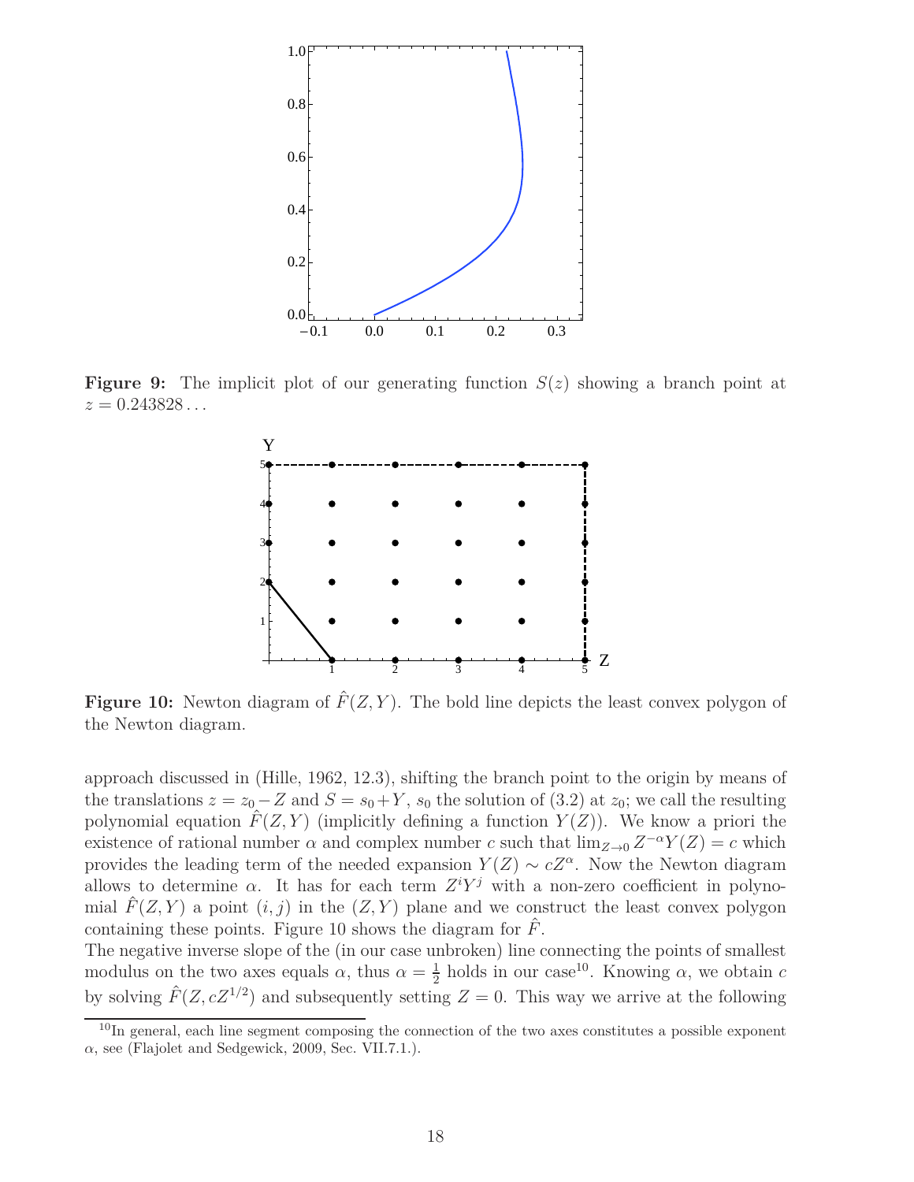**Figure 9:** The implicit plot of our generating function $S(z)$ showing a branch point at $z = 0.243828\ldots$

**Figure 10:** Newton diagram of $\hat{F}(Z, Y)$. The bold line depicts the least convex polygon of the Newton diagram.

approach discussed in (Hille, 1962, 12.3), shifting the branch point to the origin by means of the translations $z = z_0 - Z$ and $S = s_0 + Y$, $s_0$ the solution of (3.2) at $z_0$; we call the resulting polynomial equation $\hat{F}(Z, Y)$ (implicitly defining a function $Y(Z)$). We know a priori the existence of rational number $\alpha$ and complex number $c$ such that $\lim_{Z\to 0} Z^{-\alpha} Y(Z) = c$ which provides the leading term of the needed expansion $Y(Z) \sim cZ^{\alpha}$. Now the Newton diagram allows to determine $\alpha$. It has for each term $Z^i Y^j$ with a non-zero coefficient in polynomial $\hat{F}(Z, Y)$ a point $(i, j)$ in the $(Z, Y)$ plane and we construct the least convex polygon containing these points. Figure 10 shows the diagram for $\hat{F}$.

The negative inverse slope of the (in our case unbroken) line connecting the points of smallest modulus on the two axes equals $\alpha$, thus $\alpha = \frac{1}{2}$ holds in our case[10]. Knowing $\alpha$, we obtain $c$ by solving $\hat{F}(Z, cZ^{1/2})$ and subsequently setting $Z = 0$. This way we arrive at the following

[10] In general, each line segment composing the connection of the two axes constitutes a possible exponent $\alpha$, see (Flajolet and Sedgewick, 2009, Sec. VII.7.1.).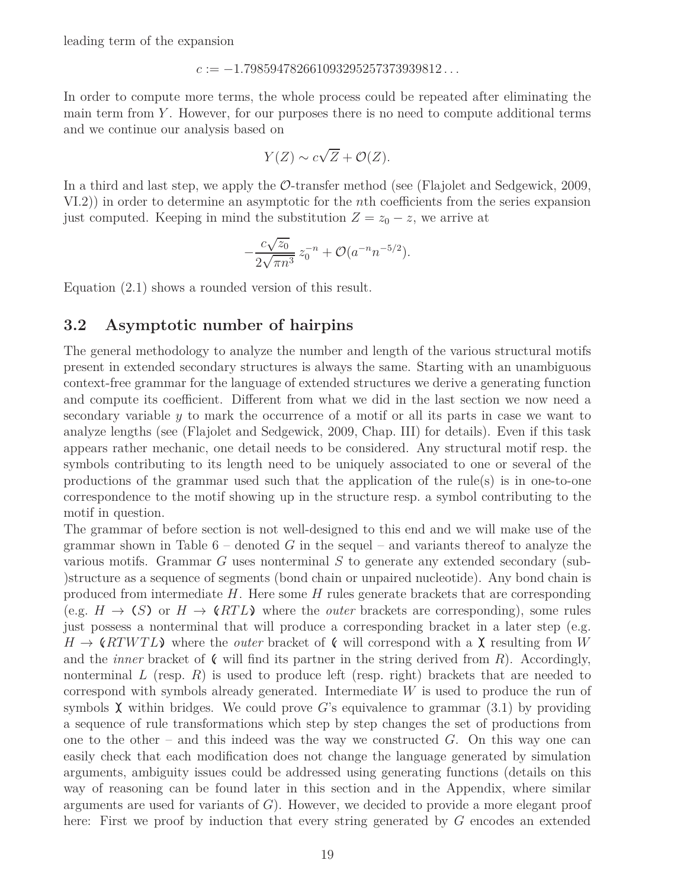leading term of the expansion

$$c := -1.79859478266109329525737393981 2\ldots$$

In order to compute more terms, the whole process could be repeated after eliminating the main term from $Y$. However, for our purposes there is no need to compute additional terms and we continue our analysis based on

$$Y(Z) \sim c\sqrt{Z} + \mathcal{O}(Z).$$

In a third and last step, we apply the $\mathcal{O}$-transfer method (see (Flajolet and Sedgewick, 2009, VI.2)) in order to determine an asymptotic for the $n$th coefficients from the series expansion just computed. Keeping in mind the substitution $Z = z_0 - z$, we arrive at

$$-\frac{c\sqrt{z_0}}{2\sqrt{\pi n^3}}\, z_0^{-n} + \mathcal{O}(a^{-n}n^{-5/2}).$$

Equation (2.1) shows a rounded version of this result.

## 3.2 Asymptotic number of hairpins

The general methodology to analyze the number and length of the various structural motifs present in extended secondary structures is always the same. Starting with an unambiguous context-free grammar for the language of extended structures we derive a generating function and compute its coefficient. Different from what we did in the last section we now need a secondary variable $y$ to mark the occurrence of a motif or all its parts in case we want to analyze lengths (see (Flajolet and Sedgewick, 2009, Chap. III) for details). Even if this task appears rather mechanic, one detail needs to be considered. Any structural motif resp. the symbols contributing to its length need to be uniquely associated to one or several of the productions of the grammar used such that the application of the rule(s) is in one-to-one correspondence to the motif showing up in the structure resp. a symbol contributing to the motif in question.

The grammar of before section is not well-designed to this end and we will make use of the grammar shown in Table 6 – denoted $G$ in the sequel – and variants thereof to analyze the various motifs. Grammar $G$ uses nonterminal $S$ to generate any extended secondary (sub-)structure as a sequence of segments (bond chain or unpaired nucleotide). Any bond chain is produced from intermediate $H$. Here some $H$ rules generate brackets that are corresponding (e.g. $H \to$ ($S$) or $H \to$ ❨$RTL$❩ where the *outer* brackets are corresponding), some rules just possess a nonterminal that will produce a corresponding bracket in a later step (e.g. $H \to$ ❨$RTWTL$❩ where the *outer* bracket of ❨ will correspond with a ❳ resulting from $W$ and the *inner* bracket of ❨ will find its partner in the string derived from $R$). Accordingly, nonterminal $L$ (resp. $R$) is used to produce left (resp. right) brackets that are needed to correspond with symbols already generated. Intermediate $W$ is used to produce the run of symbols ❳ within bridges. We could prove $G$'s equivalence to grammar (3.1) by providing a sequence of rule transformations which step by step changes the set of productions from one to the other – and this indeed was the way we constructed $G$. On this way one can easily check that each modification does not change the language generated by simulation arguments, ambiguity issues could be addressed using generating functions (details on this way of reasoning can be found later in this section and in the Appendix, where similar arguments are used for variants of $G$). However, we decided to provide a more elegant proof here: First we proof by induction that every string generated by $G$ encodes an extended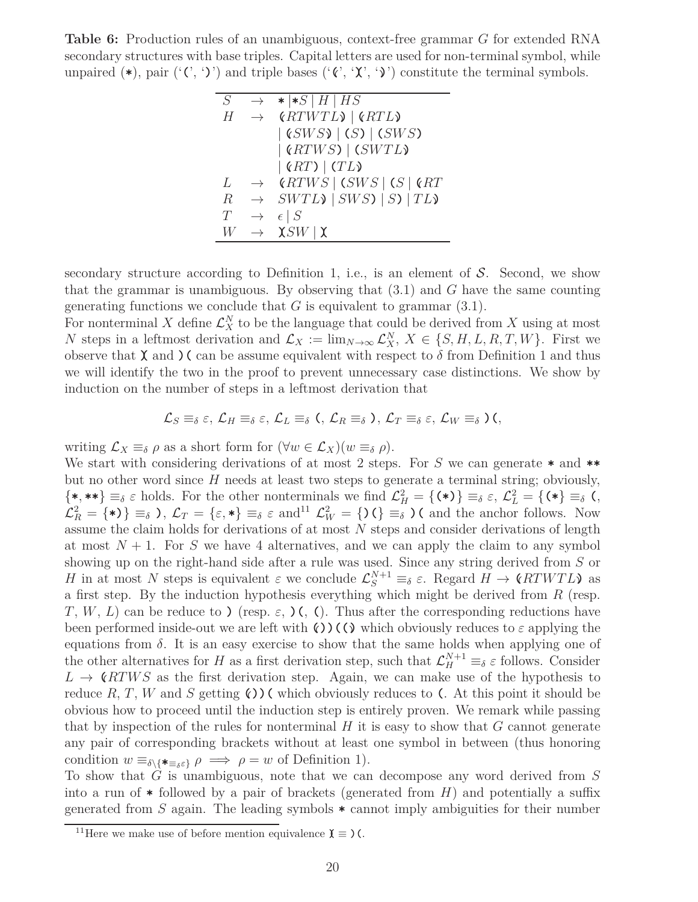**Table 6:** Production rules of an unambiguous, context-free grammar $G$ for extended RNA secondary structures with base triples. Capital letters are used for non-terminal symbol, while unpaired (∗), pair (‘(’, ‘)’) and triple bases (‘⦅’, ‘X’, ‘⦆’) constitute the terminal symbols.

$$
\begin{array}{lcl}
S & \rightarrow & * \mid *S \mid H \mid HS \\
H & \rightarrow & ⦅RTWTL⦆ \mid ⦅RTL⦆ \\
 & & \mid ⦅SWS⦆ \mid (S) \mid (SWS) \\
 & & \mid ⦅RTWS) \mid (SWTL⦆ \\
 & & \mid ⦅RT) \mid (TL⦆ \\
L & \rightarrow & ⦅RTWS \mid (SWS \mid (S \mid ⦅RT \\
R & \rightarrow & SWTL⦆ \mid SWS) \mid S) \mid TL⦆ \\
T & \rightarrow & \epsilon \mid S \\
W & \rightarrow & \text{X}SW \mid \text{X}
\end{array}
$$

secondary structure according to Definition 1, i.e., is an element of $\mathcal{S}$. Second, we show that the grammar is unambiguous. By observing that (3.1) and $G$ have the same counting generating functions we conclude that $G$ is equivalent to grammar (3.1).

For nonterminal $X$ define $\mathcal{L}_X^N$ to be the language that could be derived from $X$ using at most $N$ steps in a leftmost derivation and $\mathcal{L}_X := \lim_{N\to\infty} \mathcal{L}_X^N$, $X \in \{S, H, L, R, T, W\}$. First we observe that X and )( can be assume equivalent with respect to $\delta$ from Definition 1 and thus we will identify the two in the proof to prevent unnecessary case distinctions. We show by induction on the number of steps in a leftmost derivation that

$$\mathcal{L}_S \equiv_\delta \varepsilon,\ \mathcal{L}_H \equiv_\delta \varepsilon,\ \mathcal{L}_L \equiv_\delta (,\ \mathcal{L}_R \equiv_\delta ),\ \mathcal{L}_T \equiv_\delta \varepsilon,\ \mathcal{L}_W \equiv_\delta )(,$$

writing $\mathcal{L}_X \equiv_\delta \rho$ as a short form for $(\forall w \in \mathcal{L}_X)(w \equiv_\delta \rho)$.

We start with considering derivations of at most 2 steps. For $S$ we can generate ∗ and ∗∗ but no other word since $H$ needs at least two steps to generate a terminal string; obviously, $\{*, **\} \equiv_\delta \varepsilon$ holds. For the other nonterminals we find $\mathcal{L}_H^2 = \{(*)\} \equiv_\delta \varepsilon$, $\mathcal{L}_L^2 = \{(*\} \equiv_\delta ($, $\mathcal{L}_R^2 = \{*)\} \equiv_\delta )$, $\mathcal{L}_T = \{\varepsilon, *\} \equiv_\delta \varepsilon$ and[11] $\mathcal{L}_W^2 = \{)(\} \equiv_\delta )($ and the anchor follows. Now assume the claim holds for derivations of at most $N$ steps and consider derivations of length at most $N+1$. For $S$ we have 4 alternatives, and we can apply the claim to any symbol showing up on the right-hand side after a rule was used. Since any string derived from $S$ or $H$ in at most $N$ steps is equivalent $\varepsilon$ we conclude $\mathcal{L}_S^{N+1} \equiv_\delta \varepsilon$. Regard $H \rightarrow ⦅RTWTL⦆$ as a first step. By the induction hypothesis everything which might be derived from $R$ (resp. $T$, $W$, $L$) can be reduce to ) (resp. $\varepsilon$, )(, (). Thus after the corresponding reductions have been performed inside-out we are left with ⦅))((⦆ which obviously reduces to $\varepsilon$ applying the equations from $\delta$. It is an easy exercise to show that the same holds when applying one of the other alternatives for $H$ as a first derivation step, such that $\mathcal{L}_H^{N+1} \equiv_\delta \varepsilon$ follows. Consider $L \rightarrow ⦅RTWS$ as the first derivation step. Again, we can make use of the hypothesis to reduce $R$, $T$, $W$ and $S$ getting ⦅))( which obviously reduces to (. At this point it should be obvious how to proceed until the induction step is entirely proven. We remark while passing that by inspection of the rules for nonterminal $H$ it is easy to show that $G$ cannot generate any pair of corresponding brackets without at least one symbol in between (thus honoring condition $w \equiv_{\delta\setminus\{*\equiv_\delta\varepsilon\}} \rho \implies \rho = w$ of Definition 1).

To show that $G$ is unambiguous, note that we can decompose any word derived from $S$ into a run of ∗ followed by a pair of brackets (generated from $H$) and potentially a suffix generated from $S$ again. The leading symbols ∗ cannot imply ambiguities for their number

[11] Here we make use of before mention equivalence X ≡ )(.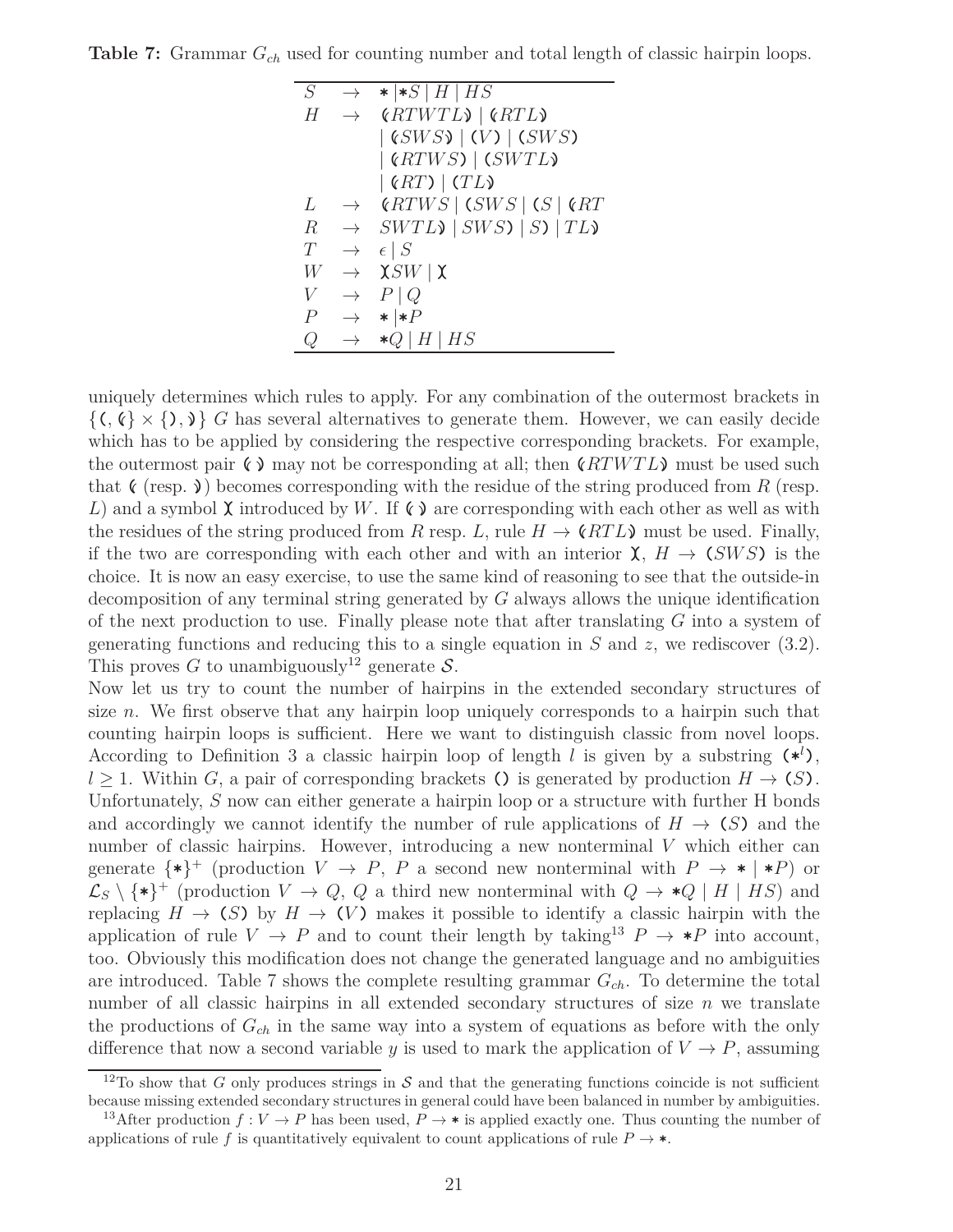**Table 7:** Grammar $G_{ch}$ used for counting number and total length of classic hairpin loops.

| | | |
|---|---|---|
| $S$ | $\rightarrow$ | $* \mid *S \mid H \mid HS$ |
| $H$ | $\rightarrow$ | $⦅RTWTL⦆ \mid ⦅RTL⦆$ |
| | | $\mid ⦅SWS⦆ \mid (V) \mid (SWS)$ |
| | | $\mid ⦅RTWS) \mid (SWTL⦆$ |
| | | $\mid ⦅RT) \mid (TL⦆$ |
| $L$ | $\rightarrow$ | $⦅RTWS \mid (SWS \mid (S \mid ⦅RT$ |
| $R$ | $\rightarrow$ | $SWTL⦆ \mid SWS) \mid S) \mid TL⦆$ |
| $T$ | $\rightarrow$ | $\epsilon \mid S$ |
| $W$ | $\rightarrow$ | $)(SW \mid )($ |
| $V$ | $\rightarrow$ | $P \mid Q$ |
| $P$ | $\rightarrow$ | $* \mid *P$ |
| $Q$ | $\rightarrow$ | $*Q \mid H \mid HS$ |

uniquely determines which rules to apply. For any combination of the outermost brackets in $\{(, ⦅\} \times \{), ⦆\}$ $G$ has several alternatives to generate them. However, we can easily decide which has to be applied by considering the respective corresponding brackets. For example, the outermost pair $⦅⦆$ may not be corresponding at all; then $⦅RTWTL⦆$ must be used such that $⦅$ (resp. $⦆$) becomes corresponding with the residue of the string produced from $R$ (resp. $L$) and a symbol $)($ introduced by $W$. If $⦅⦆$ are corresponding with each other as well as with the residues of the string produced from $R$ resp. $L$, rule $H \rightarrow ⦅RTL⦆$ must be used. Finally, if the two are corresponding with each other and with an interior $)($, $H \rightarrow (SWS)$ is the choice. It is now an easy exercise, to use the same kind of reasoning to see that the outside-in decomposition of any terminal string generated by $G$ always allows the unique identification of the next production to use. Finally please note that after translating $G$ into a system of generating functions and reducing this to a single equation in $S$ and $z$, we rediscover (3.2). This proves $G$ to unambiguously[12] generate $\mathcal{S}$.

Now let us try to count the number of hairpins in the extended secondary structures of size $n$. We first observe that any hairpin loop uniquely corresponds to a hairpin such that counting hairpin loops is sufficient. Here we want to distinguish classic from novel loops. According to Definition 3 a classic hairpin loop of length $l$ is given by a substring $(*^l)$, $l \geq 1$. Within $G$, a pair of corresponding brackets $()$ is generated by production $H \rightarrow (S)$. Unfortunately, $S$ now can either generate a hairpin loop or a structure with further H bonds and accordingly we cannot identify the number of rule applications of $H \rightarrow (S)$ and the number of classic hairpins. However, introducing a new nonterminal $V$ which either can generate $\{*\}^+$ (production $V \rightarrow P$, $P$ a second new nonterminal with $P \rightarrow * \mid *P$) or $\mathcal{L}_S \setminus \{*\}^+$ (production $V \rightarrow Q$, $Q$ a third new nonterminal with $Q \rightarrow *Q \mid H \mid HS$) and replacing $H \rightarrow (S)$ by $H \rightarrow (V)$ makes it possible to identify a classic hairpin with the application of rule $V \rightarrow P$ and to count their length by taking[13] $P \rightarrow *P$ into account, too. Obviously this modification does not change the generated language and no ambiguities are introduced. Table 7 shows the complete resulting grammar $G_{ch}$. To determine the total number of all classic hairpins in all extended secondary structures of size $n$ we translate the productions of $G_{ch}$ in the same way into a system of equations as before with the only difference that now a second variable $y$ is used to mark the application of $V \rightarrow P$, assuming

[12] To show that $G$ only produces strings in $\mathcal{S}$ and that the generating functions coincide is not sufficient because missing extended secondary structures in general could have been balanced in number by ambiguities.

[13] After production $f : V \rightarrow P$ has been used, $P \rightarrow *$ is applied exactly one. Thus counting the number of applications of rule $f$ is quantitatively equivalent to count applications of rule $P \rightarrow *$.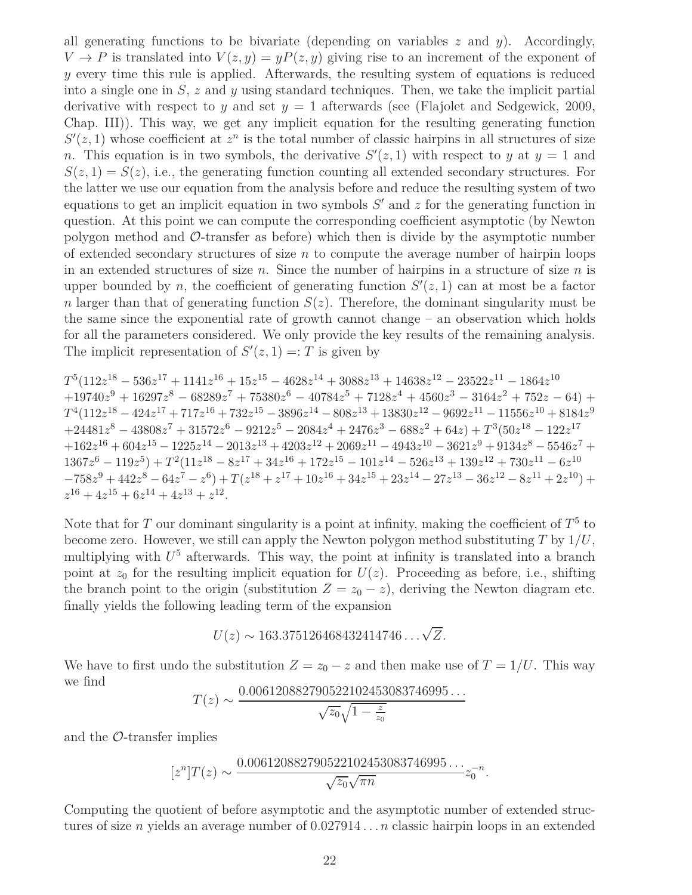all generating functions to be bivariate (depending on variables $z$ and $y$). Accordingly, $V \to P$ is translated into $V(z, y) = yP(z, y)$ giving rise to an increment of the exponent of $y$ every time this rule is applied. Afterwards, the resulting system of equations is reduced into a single one in $S$, $z$ and $y$ using standard techniques. Then, we take the implicit partial derivative with respect to $y$ and set $y = 1$ afterwards (see (Flajolet and Sedgewick, 2009, Chap. III)). This way, we get any implicit equation for the resulting generating function $S'(z, 1)$ whose coefficient at $z^n$ is the total number of classic hairpins in all structures of size $n$. This equation is in two symbols, the derivative $S'(z, 1)$ with respect to $y$ at $y = 1$ and $S(z, 1) = S(z)$, i.e., the generating function counting all extended secondary structures. For the latter we use our equation from the analysis before and reduce the resulting system of two equations to get an implicit equation in two symbols $S'$ and $z$ for the generating function in question. At this point we can compute the corresponding coefficient asymptotic (by Newton polygon method and $\mathcal{O}$-transfer as before) which then is divide by the asymptotic number of extended secondary structures of size $n$ to compute the average number of hairpin loops in an extended structures of size $n$. Since the number of hairpins in a structure of size $n$ is upper bounded by $n$, the coefficient of generating function $S'(z, 1)$ can at most be a factor $n$ larger than that of generating function $S(z)$. Therefore, the dominant singularity must be the same since the exponential rate of growth cannot change – an observation which holds for all the parameters considered. We only provide the key results of the remaining analysis. The implicit representation of $S'(z, 1) =: T$ is given by

$$
\begin{aligned}
&T^5(112z^{18} - 536z^{17} + 1141z^{16} + 15z^{15} - 4628z^{14} + 3088z^{13} + 14638z^{12} - 23522z^{11} - 1864z^{10} \\
&+19740z^9 + 16297z^8 - 68289z^7 + 75380z^6 - 40784z^5 + 7128z^4 + 4560z^3 - 3164z^2 + 752z - 64) + \\
&T^4(112z^{18} - 424z^{17} + 717z^{16} + 732z^{15} - 3896z^{14} - 808z^{13} + 13830z^{12} - 9692z^{11} - 11556z^{10} + 8184z^9 \\
&+24481z^8 - 43808z^7 + 31572z^6 - 9212z^5 - 2084z^4 + 2476z^3 - 688z^2 + 64z) + T^3(50z^{18} - 122z^{17} \\
&+162z^{16} + 604z^{15} - 1225z^{14} - 2013z^{13} + 4203z^{12} + 2069z^{11} - 4943z^{10} - 3621z^9 + 9134z^8 - 5546z^7 + \\
&1367z^6 - 119z^5) + T^2(11z^{18} - 8z^{17} + 34z^{16} + 172z^{15} - 101z^{14} - 526z^{13} + 139z^{12} + 730z^{11} - 6z^{10} \\
&-758z^9 + 442z^8 - 64z^7 - z^6) + T(z^{18} + z^{17} + 10z^{16} + 34z^{15} + 23z^{14} - 27z^{13} - 36z^{12} - 8z^{11} + 2z^{10}) + \\
&z^{16} + 4z^{15} + 6z^{14} + 4z^{13} + z^{12}.
\end{aligned}
$$

Note that for $T$ our dominant singularity is a point at infinity, making the coefficient of $T^5$ to become zero. However, we still can apply the Newton polygon method substituting $T$ by $1/U$, multiplying with $U^5$ afterwards. This way, the point at infinity is translated into a branch point at $z_0$ for the resulting implicit equation for $U(z)$. Proceeding as before, i.e., shifting the branch point to the origin (substitution $Z = z_0 - z$), deriving the Newton diagram etc. finally yields the following leading term of the expansion

$$U(z) \sim 163.375126468432414746\ldots\sqrt{Z}.$$

We have to first undo the substitution $Z = z_0 - z$ and then make use of $T = 1/U$. This way we find

$$T(z) \sim \frac{0.0061208827905221024530837469955\ldots}{\sqrt{z_0}\sqrt{1 - \frac{z}{z_0}}}$$

and the $\mathcal{O}$-transfer implies

$$[z^n]T(z) \sim \frac{0.0061208827905221024530837469955\ldots}{\sqrt{z_0}\sqrt{\pi n}} z_0^{-n}.$$

Computing the quotient of before asymptotic and the asymptotic number of extended structures of size $n$ yields an average number of $0.027914\ldots n$ classic hairpin loops in an extended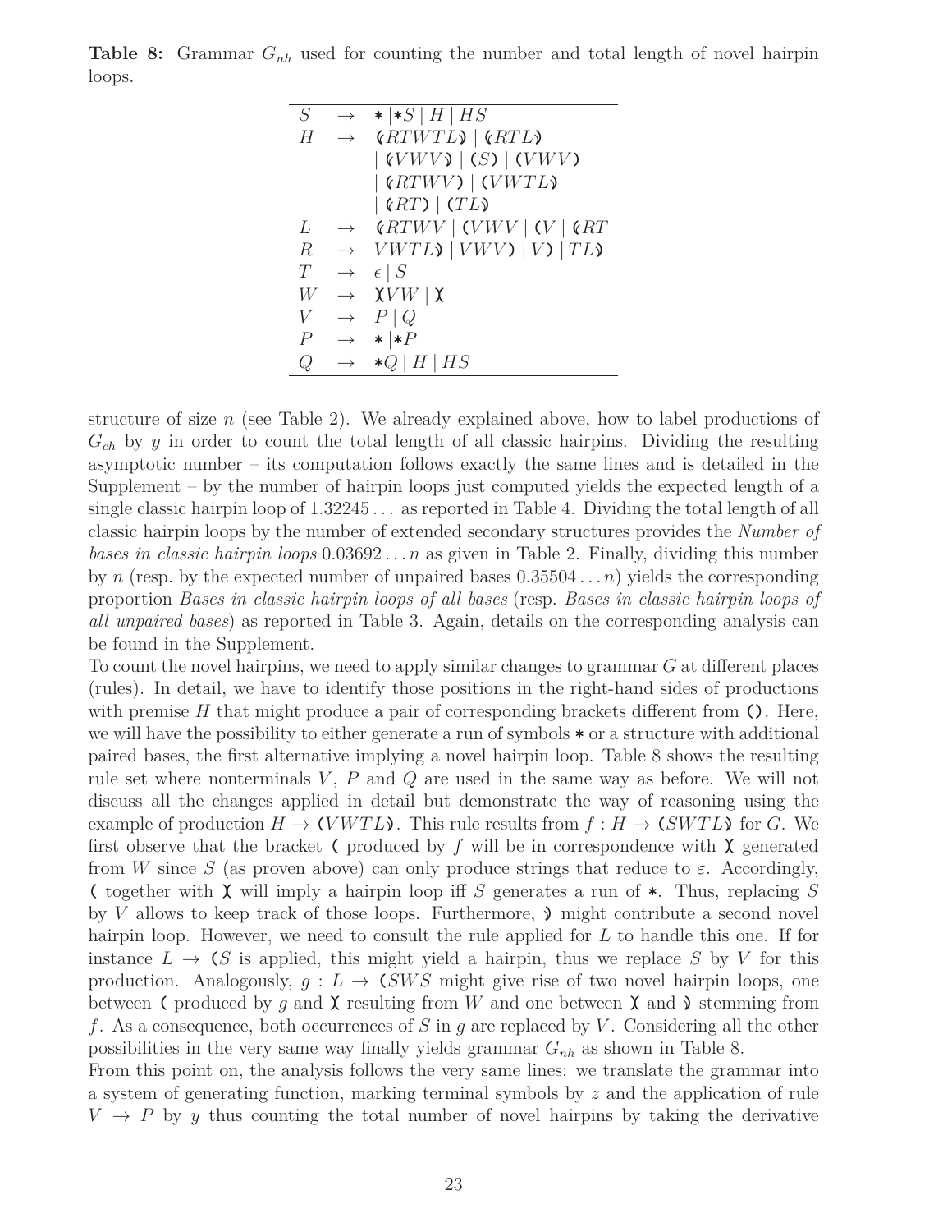**Table 8:** Grammar $G_{nh}$ used for counting the number and total length of novel hairpin loops.

| | | |
|---|---|---|
| $S$ | $\rightarrow$ | $* \mid *S \mid H \mid HS$ |
| $H$ | $\rightarrow$ | ❨$RTWTL$❩ $\mid$ ❨$RTL$❩ |
| | | $\mid$ ❨$VWV$❩ $\mid$ ($S$) $\mid$ ($VWV$) |
| | | $\mid$ ❨$RTWV$) $\mid$ ($VWTL$❩ |
| | | $\mid$ ❨$RT$) $\mid$ ($TL$❩ |
| $L$ | $\rightarrow$ | ❨$RTWV \mid$ ($VWV \mid$ ($V \mid$ ❨$RT$ |
| $R$ | $\rightarrow$ | $VWTL$❩ $\mid VWV$) $\mid V$) $\mid TL$❩ |
| $T$ | $\rightarrow$ | $\epsilon \mid S$ |
| $W$ | $\rightarrow$ | χ$VW \mid$ χ |
| $V$ | $\rightarrow$ | $P \mid Q$ |
| $P$ | $\rightarrow$ | $* \mid *P$ |
| $Q$ | $\rightarrow$ | $*Q \mid H \mid HS$ |

structure of size $n$ (see Table 2). We already explained above, how to label productions of $G_{ch}$ by $y$ in order to count the total length of all classic hairpins. Dividing the resulting asymptotic number – its computation follows exactly the same lines and is detailed in the Supplement – by the number of hairpin loops just computed yields the expected length of a single classic hairpin loop of $1.32245\ldots$ as reported in Table 4. Dividing the total length of all classic hairpin loops by the number of extended secondary structures provides the *Number of bases in classic hairpin loops* $0.03692\ldots n$ as given in Table 2. Finally, dividing this number by $n$ (resp. by the expected number of unpaired bases $0.35504\ldots n$) yields the corresponding proportion *Bases in classic hairpin loops of all bases* (resp. *Bases in classic hairpin loops of all unpaired bases*) as reported in Table 3. Again, details on the corresponding analysis can be found in the Supplement.

To count the novel hairpins, we need to apply similar changes to grammar $G$ at different places (rules). In detail, we have to identify those positions in the right-hand sides of productions with premise $H$ that might produce a pair of corresponding brackets different from (). Here, we will have the possibility to either generate a run of symbols * or a structure with additional paired bases, the first alternative implying a novel hairpin loop. Table 8 shows the resulting rule set where nonterminals $V$, $P$ and $Q$ are used in the same way as before. We will not discuss all the changes applied in detail but demonstrate the way of reasoning using the example of production $H \rightarrow$ ($VWTL$❩. This rule results from $f : H \rightarrow$ ($SWTL$❩ for $G$. We first observe that the bracket ( produced by $f$ will be in correspondence with χ generated from $W$ since $S$ (as proven above) can only produce strings that reduce to $\varepsilon$. Accordingly, ( together with χ will imply a hairpin loop iff $S$ generates a run of *. Thus, replacing $S$ by $V$ allows to keep track of those loops. Furthermore, ❩ might contribute a second novel hairpin loop. However, we need to consult the rule applied for $L$ to handle this one. If for instance $L \rightarrow$ ($S$ is applied, this might yield a hairpin, thus we replace $S$ by $V$ for this production. Analogously, $g : L \rightarrow$ ($SWS$ might give rise of two novel hairpin loops, one between ( produced by $g$ and χ resulting from $W$ and one between χ and ❩ stemming from $f$. As a consequence, both occurrences of $S$ in $g$ are replaced by $V$. Considering all the other possibilities in the very same way finally yields grammar $G_{nh}$ as shown in Table 8.

From this point on, the analysis follows the very same lines: we translate the grammar into a system of generating function, marking terminal symbols by $z$ and the application of rule $V \rightarrow P$ by $y$ thus counting the total number of novel hairpins by taking the derivative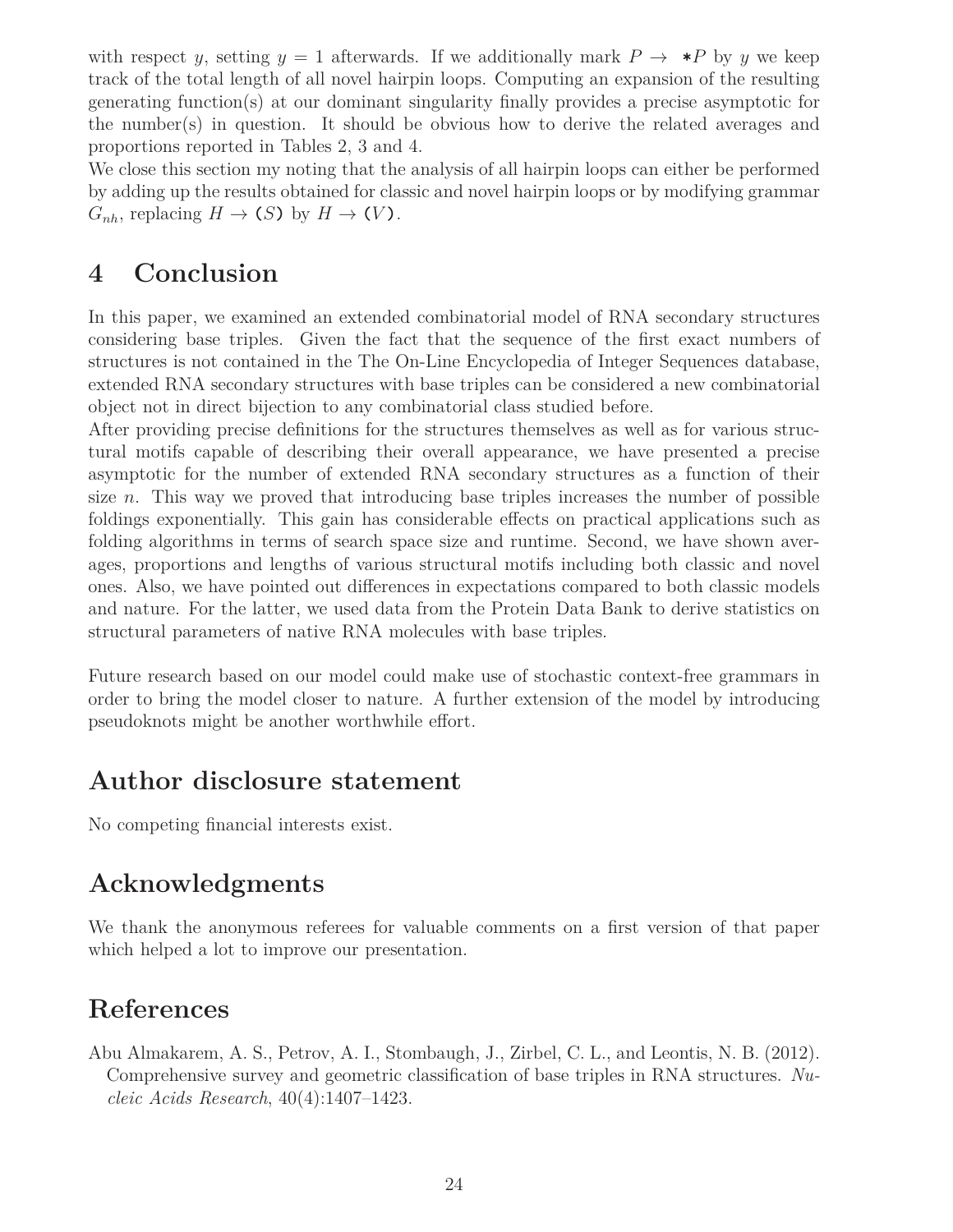with respect $y$, setting $y = 1$ afterwards. If we additionally mark $P \to *P$ by $y$ we keep track of the total length of all novel hairpin loops. Computing an expansion of the resulting generating function(s) at our dominant singularity finally provides a precise asymptotic for the number(s) in question. It should be obvious how to derive the related averages and proportions reported in Tables 2, 3 and 4.

We close this section my noting that the analysis of all hairpin loops can either be performed by adding up the results obtained for classic and novel hairpin loops or by modifying grammar $G_{nh}$, replacing $H \to (S)$ by $H \to (V)$.

# 4 Conclusion

In this paper, we examined an extended combinatorial model of RNA secondary structures considering base triples. Given the fact that the sequence of the first exact numbers of structures is not contained in the The On-Line Encyclopedia of Integer Sequences database, extended RNA secondary structures with base triples can be considered a new combinatorial object not in direct bijection to any combinatorial class studied before.

After providing precise definitions for the structures themselves as well as for various structural motifs capable of describing their overall appearance, we have presented a precise asymptotic for the number of extended RNA secondary structures as a function of their size $n$. This way we proved that introducing base triples increases the number of possible foldings exponentially. This gain has considerable effects on practical applications such as folding algorithms in terms of search space size and runtime. Second, we have shown averages, proportions and lengths of various structural motifs including both classic and novel ones. Also, we have pointed out differences in expectations compared to both classic models and nature. For the latter, we used data from the Protein Data Bank to derive statistics on structural parameters of native RNA molecules with base triples.

Future research based on our model could make use of stochastic context-free grammars in order to bring the model closer to nature. A further extension of the model by introducing pseudoknots might be another worthwhile effort.

# Author disclosure statement

No competing financial interests exist.

# Acknowledgments

We thank the anonymous referees for valuable comments on a first version of that paper which helped a lot to improve our presentation.

# References

Abu Almakarem, A. S., Petrov, A. I., Stombaugh, J., Zirbel, C. L., and Leontis, N. B. (2012). Comprehensive survey and geometric classification of base triples in RNA structures. *Nucleic Acids Research*, 40(4):1407–1423.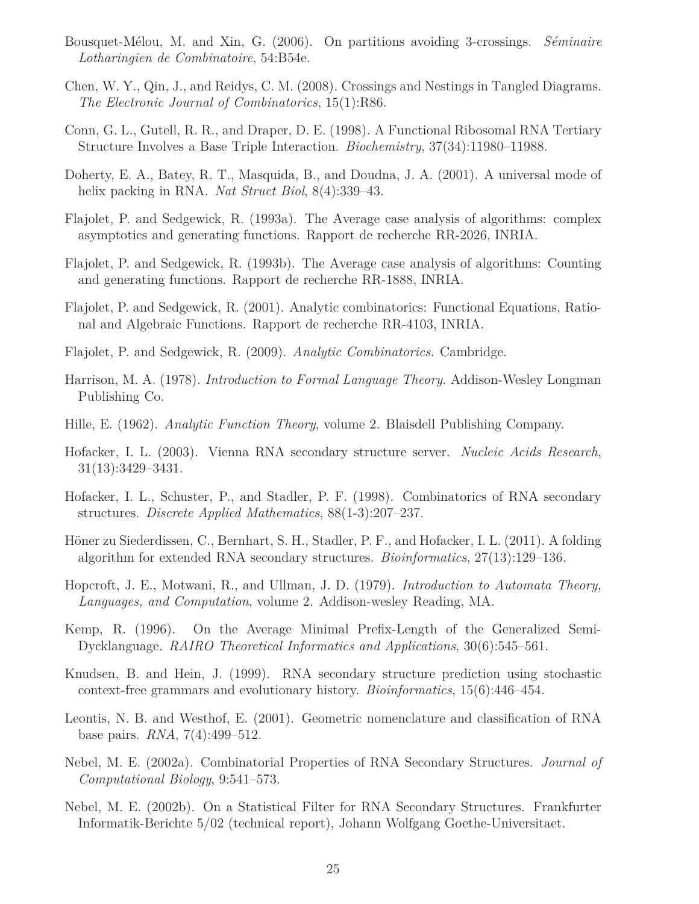Bousquet-Mélou, M. and Xin, G. (2006). On partitions avoiding 3-crossings. *Séminaire Lotharingien de Combinatoire*, 54:B54e.

Chen, W. Y., Qin, J., and Reidys, C. M. (2008). Crossings and Nestings in Tangled Diagrams. *The Electronic Journal of Combinatorics*, 15(1):R86.

Conn, G. L., Gutell, R. R., and Draper, D. E. (1998). A Functional Ribosomal RNA Tertiary Structure Involves a Base Triple Interaction. *Biochemistry*, 37(34):11980–11988.

Doherty, E. A., Batey, R. T., Masquida, B., and Doudna, J. A. (2001). A universal mode of helix packing in RNA. *Nat Struct Biol*, 8(4):339–43.

Flajolet, P. and Sedgewick, R. (1993a). The Average case analysis of algorithms: complex asymptotics and generating functions. Rapport de recherche RR-2026, INRIA.

Flajolet, P. and Sedgewick, R. (1993b). The Average case analysis of algorithms: Counting and generating functions. Rapport de recherche RR-1888, INRIA.

Flajolet, P. and Sedgewick, R. (2001). Analytic combinatorics: Functional Equations, Rational and Algebraic Functions. Rapport de recherche RR-4103, INRIA.

Flajolet, P. and Sedgewick, R. (2009). *Analytic Combinatorics*. Cambridge.

Harrison, M. A. (1978). *Introduction to Formal Language Theory*. Addison-Wesley Longman Publishing Co.

Hille, E. (1962). *Analytic Function Theory*, volume 2. Blaisdell Publishing Company.

Hofacker, I. L. (2003). Vienna RNA secondary structure server. *Nucleic Acids Research*, 31(13):3429–3431.

Hofacker, I. L., Schuster, P., and Stadler, P. F. (1998). Combinatorics of RNA secondary structures. *Discrete Applied Mathematics*, 88(1-3):207–237.

Höner zu Siederdissen, C., Bernhart, S. H., Stadler, P. F., and Hofacker, I. L. (2011). A folding algorithm for extended RNA secondary structures. *Bioinformatics*, 27(13):129–136.

Hopcroft, J. E., Motwani, R., and Ullman, J. D. (1979). *Introduction to Automata Theory, Languages, and Computation*, volume 2. Addison-wesley Reading, MA.

Kemp, R. (1996). On the Average Minimal Prefix-Length of the Generalized Semi-Dycklanguage. *RAIRO Theoretical Informatics and Applications*, 30(6):545–561.

Knudsen, B. and Hein, J. (1999). RNA secondary structure prediction using stochastic context-free grammars and evolutionary history. *Bioinformatics*, 15(6):446–454.

Leontis, N. B. and Westhof, E. (2001). Geometric nomenclature and classification of RNA base pairs. *RNA*, 7(4):499–512.

Nebel, M. E. (2002a). Combinatorial Properties of RNA Secondary Structures. *Journal of Computational Biology*, 9:541–573.

Nebel, M. E. (2002b). On a Statistical Filter for RNA Secondary Structures. Frankfurter Informatik-Berichte 5/02 (technical report), Johann Wolfgang Goethe-Universitaet.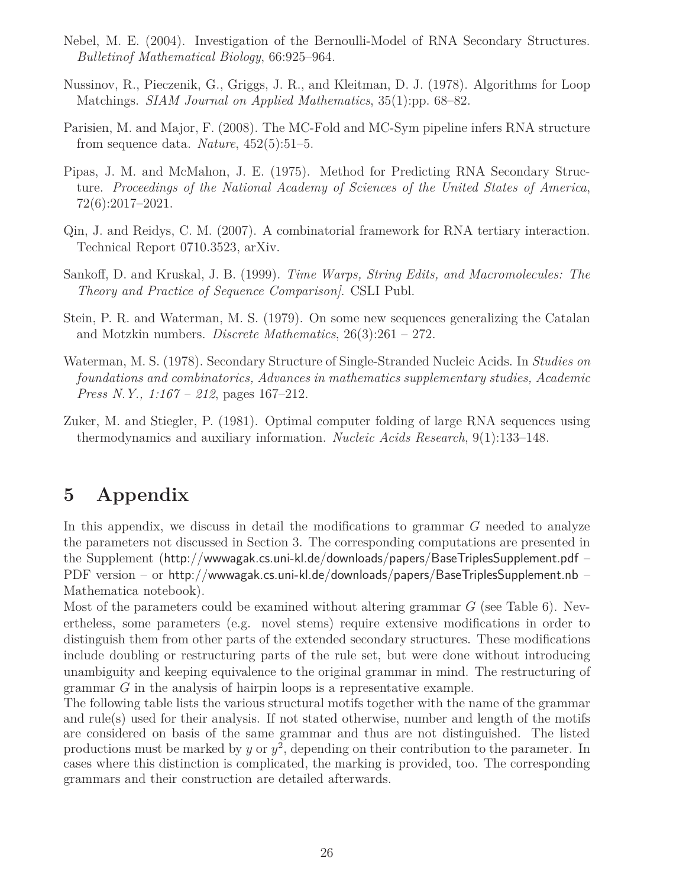Nebel, M. E. (2004). Investigation of the Bernoulli-Model of RNA Secondary Structures. *Bulletinof Mathematical Biology*, 66:925–964.

Nussinov, R., Pieczenik, G., Griggs, J. R., and Kleitman, D. J. (1978). Algorithms for Loop Matchings. *SIAM Journal on Applied Mathematics*, 35(1):pp. 68–82.

Parisien, M. and Major, F. (2008). The MC-Fold and MC-Sym pipeline infers RNA structure from sequence data. *Nature*, 452(5):51–5.

Pipas, J. M. and McMahon, J. E. (1975). Method for Predicting RNA Secondary Structure. *Proceedings of the National Academy of Sciences of the United States of America*, 72(6):2017–2021.

Qin, J. and Reidys, C. M. (2007). A combinatorial framework for RNA tertiary interaction. Technical Report 0710.3523, arXiv.

Sankoff, D. and Kruskal, J. B. (1999). *Time Warps, String Edits, and Macromolecules: The Theory and Practice of Sequence Comparison]*. CSLI Publ.

Stein, P. R. and Waterman, M. S. (1979). On some new sequences generalizing the Catalan and Motzkin numbers. *Discrete Mathematics*, 26(3):261 – 272.

Waterman, M. S. (1978). Secondary Structure of Single-Stranded Nucleic Acids. In *Studies on foundations and combinatorics, Advances in mathematics supplementary studies, Academic Press N.Y., 1:167 – 212*, pages 167–212.

Zuker, M. and Stiegler, P. (1981). Optimal computer folding of large RNA sequences using thermodynamics and auxiliary information. *Nucleic Acids Research*, 9(1):133–148.

# 5 Appendix

In this appendix, we discuss in detail the modifications to grammar $G$ needed to analyze the parameters not discussed in Section 3. The corresponding computations are presented in the Supplement (http://wwwagak.cs.uni-kl.de/downloads/papers/BaseTriplesSupplement.pdf – PDF version – or http://wwwagak.cs.uni-kl.de/downloads/papers/BaseTriplesSupplement.nb – Mathematica notebook).

Most of the parameters could be examined without altering grammar $G$ (see Table 6). Nevertheless, some parameters (e.g. novel stems) require extensive modifications in order to distinguish them from other parts of the extended secondary structures. These modifications include doubling or restructuring parts of the rule set, but were done without introducing unambiguity and keeping equivalence to the original grammar in mind. The restructuring of grammar $G$ in the analysis of hairpin loops is a representative example.

The following table lists the various structural motifs together with the name of the grammar and rule(s) used for their analysis. If not stated otherwise, number and length of the motifs are considered on basis of the same grammar and thus are not distinguished. The listed productions must be marked by $y$ or $y^2$, depending on their contribution to the parameter. In cases where this distinction is complicated, the marking is provided, too. The corresponding grammars and their construction are detailed afterwards.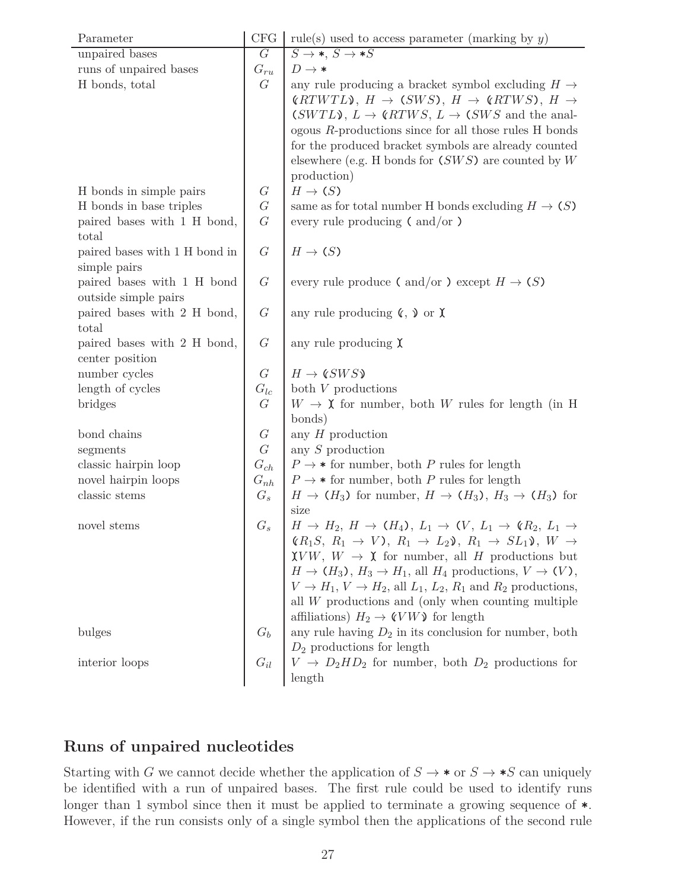| Parameter | CFG | rule(s) used to access parameter (marking by $y$) |
|---|---|---|
| unpaired bases | $G$ | $S \to *$, $S \to *S$ |
| runs of unpaired bases | $G_{ru}$ | $D \to *$ |
| H bonds, total | $G$ | any rule producing a bracket symbol excluding $H \to$ ⦅$RTWTL$⦆, $H \to$ ($SWS$), $H \to$ ⦅$RTWS$), $H \to$ ($SWTL$⦆, $L \to$ ⦅$RTWS$, $L \to$ ($SWS$ and the analogous $R$-productions since for all those rules H bonds for the produced bracket symbols are already counted elsewhere (e.g. H bonds for ($SWS$) are counted by $W$ production) |
| H bonds in simple pairs | $G$ | $H \to$ ($S$) |
| H bonds in base triples | $G$ | same as for total number H bonds excluding $H \to$ ($S$) |
| paired bases with 1 H bond, total | $G$ | every rule producing ( and/or ) |
| paired bases with 1 H bond in simple pairs | $G$ | $H \to$ ($S$) |
| paired bases with 1 H bond outside simple pairs | $G$ | every rule produce ( and/or ) except $H \to$ ($S$) |
| paired bases with 2 H bond, total | $G$ | any rule producing ⦅, ⦆ or )( |
| paired bases with 2 H bond, center position | $G$ | any rule producing )( |
| number cycles | $G$ | $H \to$ ⦅$SWS$⦆ |
| length of cycles | $G_{lc}$ | both $V$ productions |
| bridges | $G$ | $W \to$ )( for number, both $W$ rules for length (in H bonds) |
| bond chains | $G$ | any $H$ production |
| segments | $G$ | any $S$ production |
| classic hairpin loop | $G_{ch}$ | $P \to *$ for number, both $P$ rules for length |
| novel hairpin loops | $G_{nh}$ | $P \to *$ for number, both $P$ rules for length |
| classic stems | $G_s$ | $H \to$ ($H_3$) for number, $H \to$ ($H_3$), $H_3 \to$ ($H_3$) for size |
| novel stems | $G_s$ | $H \to H_2$, $H \to$ ($H_4$), $L_1 \to$ ($V$, $L_1 \to$ ⦅$R_2$, $L_1 \to$ ⦅$R_1S$, $R_1 \to V$), $R_1 \to L_2$⦆, $R_1 \to SL_1$⦆, $W \to$ )($VW$, $W \to$ )( for number, all $H$ productions but $H \to$ ($H_3$), $H_3 \to H_1$, all $H_4$ productions, $V \to$ ($V$), $V \to H_1$, $V \to H_2$, all $L_1$, $L_2$, $R_1$ and $R_2$ productions, all $W$ productions and (only when counting multiple affiliations) $H_2 \to$ ⦅$VW$⦆ for length |
| bulges | $G_b$ | any rule having $D_2$ in its conclusion for number, both $D_2$ productions for length |
| interior loops | $G_{il}$ | $V \to D_2HD_2$ for number, both $D_2$ productions for length |

## Runs of unpaired nucleotides

Starting with $G$ we cannot decide whether the application of $S \to *$ or $S \to *S$ can uniquely be identified with a run of unpaired bases. The first rule could be used to identify runs longer than 1 symbol since then it must be applied to terminate a growing sequence of $*$. However, if the run consists only of a single symbol then the applications of the second rule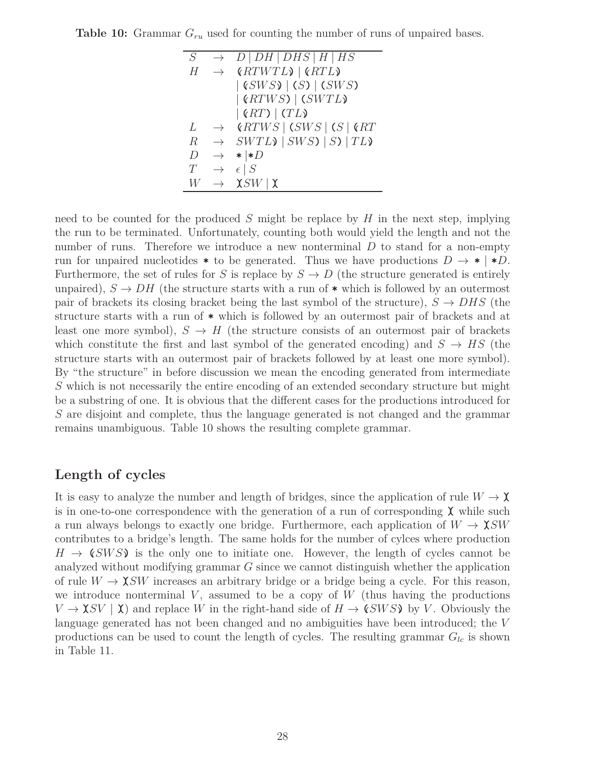**Table 10:** Grammar $G_{ru}$ used for counting the number of runs of unpaired bases.

| | | |
|---|---|---|
| $S$ | $\rightarrow$ | $D \mid DH \mid DHS \mid H \mid HS$ |
| $H$ | $\rightarrow$ | $⦅RTWTL⦆ \mid ⦅RTL⦆$ |
| | | $\mid ⦅SWS⦆ \mid (S) \mid (SWS)$ |
| | | $\mid ⦅RTWS) \mid (SWTL⦆$ |
| | | $\mid ⦅RT) \mid (TL⦆$ |
| $L$ | $\rightarrow$ | $⦅RTWS \mid (SWS \mid (S \mid ⦅RT$ |
| $R$ | $\rightarrow$ | $SWTL⦆ \mid SWS) \mid S) \mid TL⦆$ |
| $D$ | $\rightarrow$ | $* \mid *D$ |
| $T$ | $\rightarrow$ | $\epsilon \mid S$ |
| $W$ | $\rightarrow$ | $\chi SW \mid \chi$ |

need to be counted for the produced $S$ might be replace by $H$ in the next step, implying the run to be terminated. Unfortunately, counting both would yield the length and not the number of runs. Therefore we introduce a new nonterminal $D$ to stand for a non-empty run for unpaired nucleotides $*$ to be generated. Thus we have productions $D \rightarrow * \mid *D$. Furthermore, the set of rules for $S$ is replace by $S \rightarrow D$ (the structure generated is entirely unpaired), $S \rightarrow DH$ (the structure starts with a run of $*$ which is followed by an outermost pair of brackets its closing bracket being the last symbol of the structure), $S \rightarrow DHS$ (the structure starts with a run of $*$ which is followed by an outermost pair of brackets and at least one more symbol), $S \rightarrow H$ (the structure consists of an outermost pair of brackets which constitute the first and last symbol of the generated encoding) and $S \rightarrow HS$ (the structure starts with an outermost pair of brackets followed by at least one more symbol). By "the structure" in before discussion we mean the encoding generated from intermediate $S$ which is not necessarily the entire encoding of an extended secondary structure but might be a substring of one. It is obvious that the different cases for the productions introduced for $S$ are disjoint and complete, thus the language generated is not changed and the grammar remains unambiguous. Table 10 shows the resulting complete grammar.

## Length of cycles

It is easy to analyze the number and length of bridges, since the application of rule $W \rightarrow \chi$ is in one-to-one correspondence with the generation of a run of corresponding $\chi$ while such a run always belongs to exactly one bridge. Furthermore, each application of $W \rightarrow \chi SW$ contributes to a bridge's length. The same holds for the number of cylces where production $H \rightarrow ⦅SWS⦆$ is the only one to initiate one. However, the length of cycles cannot be analyzed without modifying grammar $G$ since we cannot distinguish whether the application of rule $W \rightarrow \chi SW$ increases an arbitrary bridge or a bridge being a cycle. For this reason, we introduce nonterminal $V$, assumed to be a copy of $W$ (thus having the productions $V \rightarrow \chi SV \mid \chi$) and replace $W$ in the right-hand side of $H \rightarrow ⦅SWS⦆$ by $V$. Obviously the language generated has not been changed and no ambiguities have been introduced; the $V$ productions can be used to count the length of cycles. The resulting grammar $G_{lc}$ is shown in Table 11.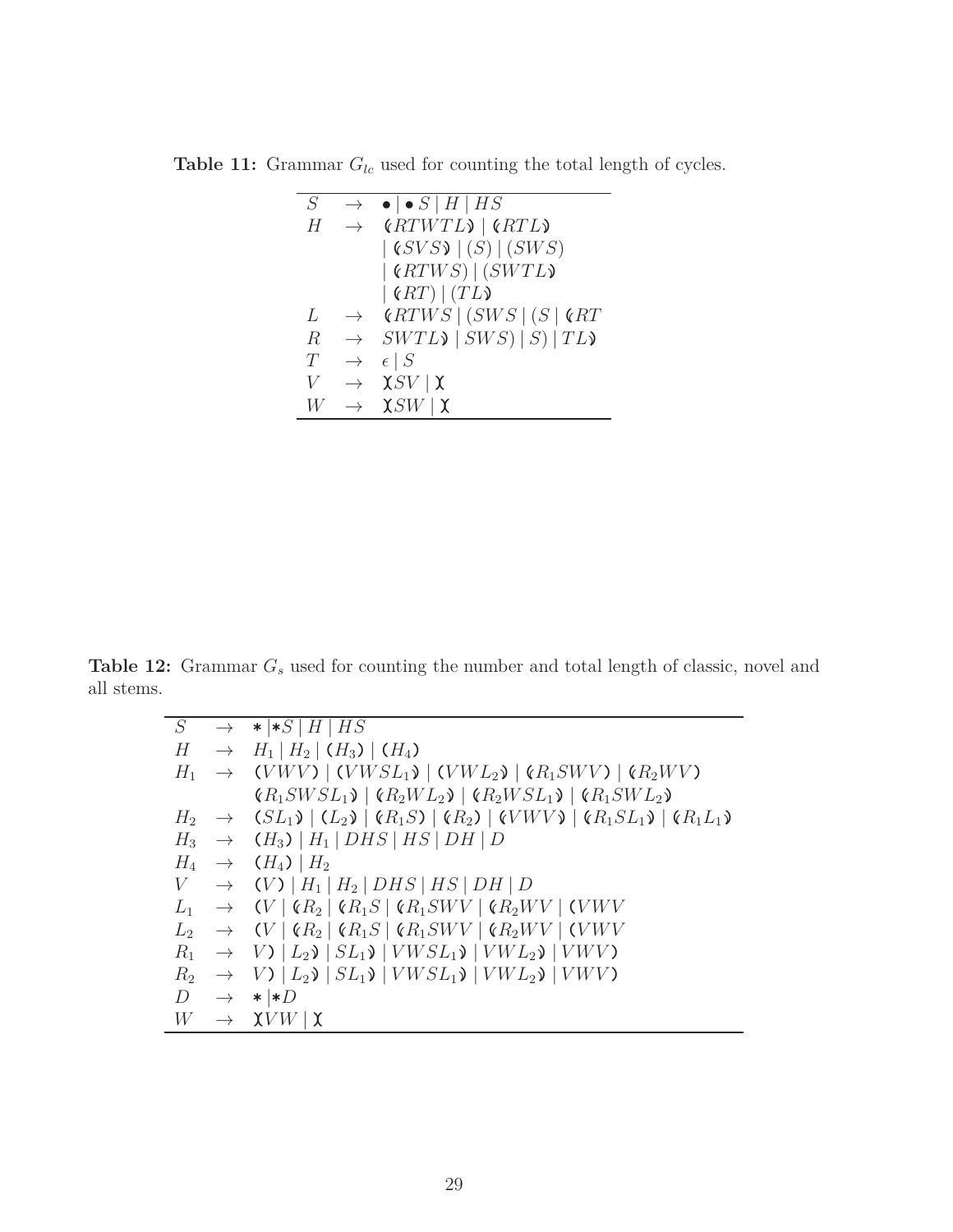**Table 11:** Grammar $G_{lc}$ used for counting the total length of cycles.

$$
\begin{array}{lcl}
S & \rightarrow & \bullet \mid \bullet\, S \mid H \mid HS \\
H & \rightarrow & \llparenthesis RTWTL \rrparenthesis \mid \llparenthesis RTL \rrparenthesis \\
 & & \mid \llparenthesis SVS \rrparenthesis \mid (S) \mid (SWS) \\
 & & \mid \llparenthesis RTWS) \mid (SWTL \rrparenthesis \\
 & & \mid \llparenthesis RT) \mid (TL \rrparenthesis \\
L & \rightarrow & \llparenthesis RTWS \mid (SWS \mid (S \mid \llparenthesis RT \\
R & \rightarrow & SWTL \rrparenthesis \mid SWS) \mid S) \mid TL \rrparenthesis \\
T & \rightarrow & \epsilon \mid S \\
V & \rightarrow & \between SV \mid \between \\
W & \rightarrow & \between SW \mid \between
\end{array}
$$

**Table 12:** Grammar $G_s$ used for counting the number and total length of classic, novel and all stems.

$$
\begin{array}{lcl}
S & \rightarrow & * \mid *S \mid H \mid HS \\
H & \rightarrow & H_1 \mid H_2 \mid \pmb{(} H_3 \pmb{)} \mid \pmb{(} H_4 \pmb{)} \\
H_1 & \rightarrow & \pmb{(} VWV \pmb{)} \mid \pmb{(} VWSL_1 \rrparenthesis \mid \pmb{(} VWL_2 \rrparenthesis \mid \llparenthesis R_1SWV \pmb{)} \mid \llparenthesis R_2WV \pmb{)} \\
 & & \llparenthesis R_1SWSL_1 \rrparenthesis \mid \llparenthesis R_2WL_2 \rrparenthesis \mid \llparenthesis R_2WSL_1 \rrparenthesis \mid \llparenthesis R_1SWL_2 \rrparenthesis \\
H_2 & \rightarrow & \pmb{(} SL_1 \rrparenthesis \mid \pmb{(} L_2 \rrparenthesis \mid \llparenthesis R_1S \pmb{)} \mid \llparenthesis R_2 \pmb{)} \mid \llparenthesis VWV \rrparenthesis \mid \llparenthesis R_1SL_1 \rrparenthesis \mid \llparenthesis R_1L_1 \rrparenthesis \\
H_3 & \rightarrow & \pmb{(} H_3 \pmb{)} \mid H_1 \mid DHS \mid HS \mid DH \mid D \\
H_4 & \rightarrow & \pmb{(} H_4 \pmb{)} \mid H_2 \\
V & \rightarrow & \pmb{(} V \pmb{)} \mid H_1 \mid H_2 \mid DHS \mid HS \mid DH \mid D \\
L_1 & \rightarrow & \pmb{(} V \mid \llparenthesis R_2 \mid \llparenthesis R_1S \mid \llparenthesis R_1SWV \mid \llparenthesis R_2WV \mid \pmb{(} VWV \\
L_2 & \rightarrow & \pmb{(} V \mid \llparenthesis R_2 \mid \llparenthesis R_1S \mid \llparenthesis R_1SWV \mid \llparenthesis R_2WV \mid \pmb{(} VWV \\
R_1 & \rightarrow & V \pmb{)} \mid L_2 \rrparenthesis \mid SL_1 \rrparenthesis \mid VWSL_1 \rrparenthesis \mid VWL_2 \rrparenthesis \mid VWV \pmb{)} \\
R_2 & \rightarrow & V \pmb{)} \mid L_2 \rrparenthesis \mid SL_1 \rrparenthesis \mid VWSL_1 \rrparenthesis \mid VWL_2 \rrparenthesis \mid VWV \pmb{)} \\
D & \rightarrow & * \mid *D \\
W & \rightarrow & \between VW \mid \between
\end{array}
$$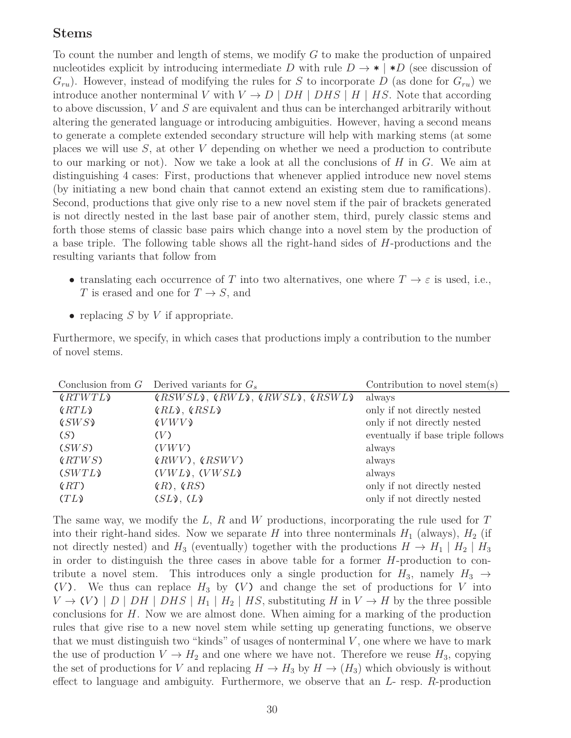## Stems

To count the number and length of stems, we modify $G$ to make the production of unpaired nucleotides explicit by introducing intermediate $D$ with rule $D \to * \mid *D$ (see discussion of $G_{ru}$). However, instead of modifying the rules for $S$ to incorporate $D$ (as done for $G_{ru}$) we introduce another nonterminal $V$ with $V \to D \mid DH \mid DHS \mid H \mid HS$. Note that according to above discussion, $V$ and $S$ are equivalent and thus can be interchanged arbitrarily without altering the generated language or introducing ambiguities. However, having a second means to generate a complete extended secondary structure will help with marking stems (at some places we will use $S$, at other $V$ depending on whether we need a production to contribute to our marking or not). Now we take a look at all the conclusions of $H$ in $G$. We aim at distinguishing 4 cases: First, productions that whenever applied introduce new novel stems (by initiating a new bond chain that cannot extend an existing stem due to ramifications). Second, productions that give only rise to a new novel stem if the pair of brackets generated is not directly nested in the last base pair of another stem, third, purely classic stems and forth those stems of classic base pairs which change into a novel stem by the production of a base triple. The following table shows all the right-hand sides of $H$-productions and the resulting variants that follow from

- translating each occurrence of $T$ into two alternatives, one where $T \to \varepsilon$ is used, i.e., $T$ is erased and one for $T \to S$, and
- replacing $S$ by $V$ if appropriate.

Furthermore, we specify, in which cases that productions imply a contribution to the number of novel stems.

| Conclusion from $G$ | Derived variants for $G_s$ | Contribution to novel stem(s) |
|---|---|---|
| ⦅$RTWTL$⦆ | ⦅$RSWSL$⦆, ⦅$RWL$⦆, ⦅$RWSL$⦆, ⦅$RSWL$⦆ | always |
| ⦅$RTL$⦆ | ⦅$RL$⦆, ⦅$RSL$⦆ | only if not directly nested |
| ⦅$SWS$⦆ | ⦅$VWV$⦆ | only if not directly nested |
| ($S$) | ($V$) | eventually if base triple follows |
| ($SWS$) | ($VWV$) | always |
| ⦅$RTWS$) | ⦅$RWV$), ⦅$RSWV$) | always |
| ($SWTL$⦆ | ($VWL$⦆, ($VWSL$⦆ | always |
| ⦅$RT$) | ⦅$R$), ⦅$RS$) | only if not directly nested |
| ($TL$⦆ | ($SL$⦆, ($L$⦆ | only if not directly nested |

The same way, we modify the $L$, $R$ and $W$ productions, incorporating the rule used for $T$ into their right-hand sides. Now we separate $H$ into three nonterminals $H_1$ (always), $H_2$ (if not directly nested) and $H_3$ (eventually) together with the productions $H \to H_1 \mid H_2 \mid H_3$ in order to distinguish the three cases in above table for a former $H$-production to contribute a novel stem. This introduces only a single production for $H_3$, namely $H_3 \to$ ($V$). We thus can replace $H_3$ by ($V$) and change the set of productions for $V$ into $V \to (V) \mid D \mid DH \mid DHS \mid H_1 \mid H_2 \mid HS$, substituting $H$ in $V \to H$ by the three possible conclusions for $H$. Now we are almost done. When aiming for a marking of the production rules that give rise to a new novel stem while setting up generating functions, we observe that we must distinguish two "kinds" of usages of nonterminal $V$, one where we have to mark the use of production $V \to H_2$ and one where we have not. Therefore we reuse $H_3$, copying the set of productions for $V$ and replacing $H \to H_3$ by $H \to (H_3)$ which obviously is without effect to language and ambiguity. Furthermore, we observe that an $L$- resp. $R$-production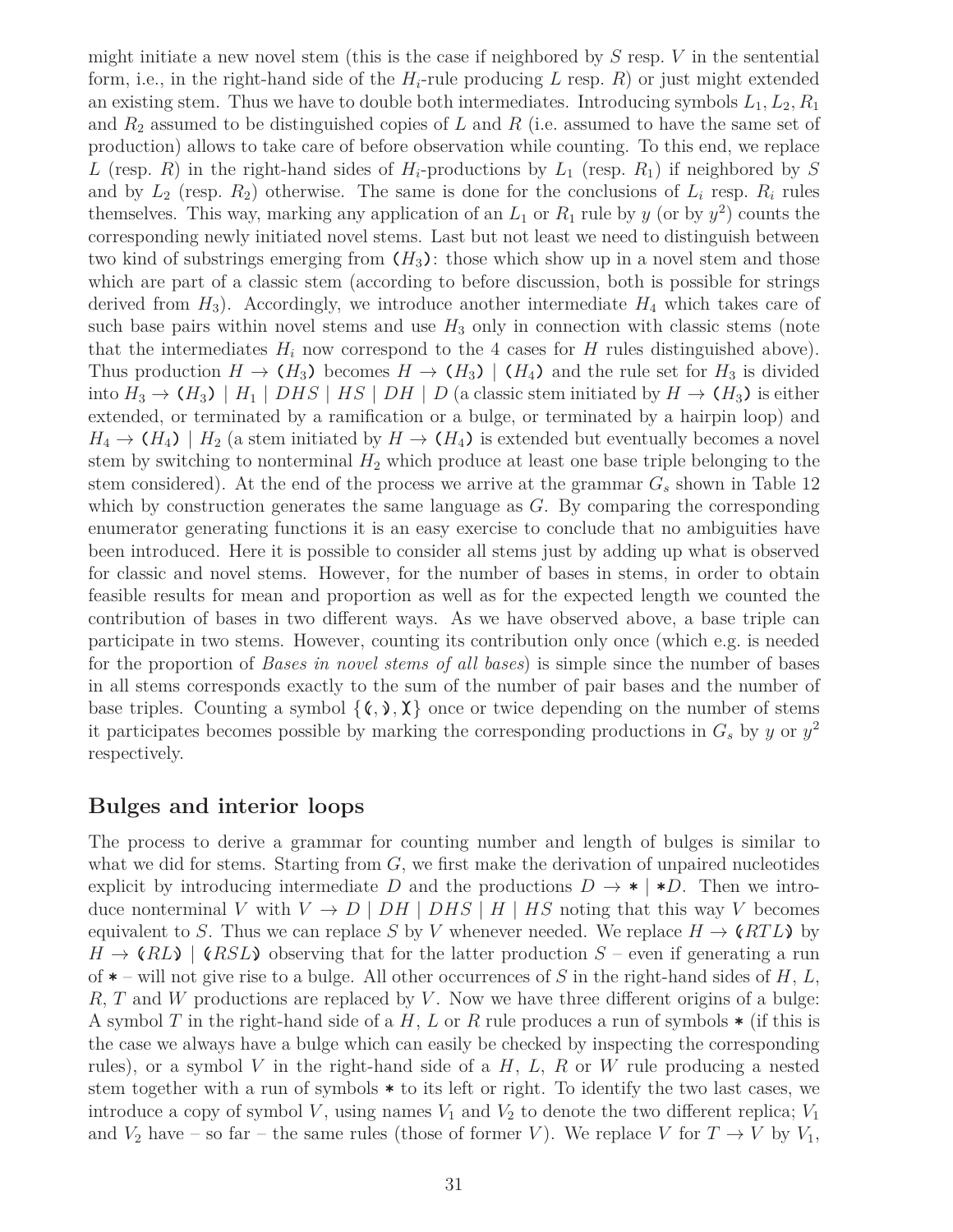might initiate a new novel stem (this is the case if neighbored by $S$ resp. $V$ in the sentential form, i.e., in the right-hand side of the $H_i$-rule producing $L$ resp. $R$) or just might extended an existing stem. Thus we have to double both intermediates. Introducing symbols $L_1, L_2, R_1$ and $R_2$ assumed to be distinguished copies of $L$ and $R$ (i.e. assumed to have the same set of production) allows to take care of before observation while counting. To this end, we replace $L$ (resp. $R$) in the right-hand sides of $H_i$-productions by $L_1$ (resp. $R_1$) if neighbored by $S$ and by $L_2$ (resp. $R_2$) otherwise. The same is done for the conclusions of $L_i$ resp. $R_i$ rules themselves. This way, marking any application of an $L_1$ or $R_1$ rule by $y$ (or by $y^2$) counts the corresponding newly initiated novel stems. Last but not least we need to distinguish between two kind of substrings emerging from ($H_3$): those which show up in a novel stem and those which are part of a classic stem (according to before discussion, both is possible for strings derived from $H_3$). Accordingly, we introduce another intermediate $H_4$ which takes care of such base pairs within novel stems and use $H_3$ only in connection with classic stems (note that the intermediates $H_i$ now correspond to the 4 cases for $H$ rules distinguished above). Thus production $H \to (H_3)$ becomes $H \to (H_3) \mid (H_4)$ and the rule set for $H_3$ is divided into $H_3 \to (H_3) \mid H_1 \mid DHS \mid HS \mid DH \mid D$ (a classic stem initiated by $H \to (H_3)$ is either extended, or terminated by a ramification or a bulge, or terminated by a hairpin loop) and $H_4 \to (H_4) \mid H_2$ (a stem initiated by $H \to (H_4)$ is extended but eventually becomes a novel stem by switching to nonterminal $H_2$ which produce at least one base triple belonging to the stem considered). At the end of the process we arrive at the grammar $G_s$ shown in Table 12 which by construction generates the same language as $G$. By comparing the corresponding enumerator generating functions it is an easy exercise to conclude that no ambiguities have been introduced. Here it is possible to consider all stems just by adding up what is observed for classic and novel stems. However, for the number of bases in stems, in order to obtain feasible results for mean and proportion as well as for the expected length we counted the contribution of bases in two different ways. As we have observed above, a base triple can participate in two stems. However, counting its contribution only once (which e.g. is needed for the proportion of *Bases in novel stems of all bases*) is simple since the number of bases in all stems corresponds exactly to the sum of the number of pair bases and the number of base triples. Counting a symbol $\{(, ), )(\}$ once or twice depending on the number of stems it participates becomes possible by marking the corresponding productions in $G_s$ by $y$ or $y^2$ respectively.

## Bulges and interior loops

The process to derive a grammar for counting number and length of bulges is similar to what we did for stems. Starting from $G$, we first make the derivation of unpaired nucleotides explicit by introducing intermediate $D$ and the productions $D \to * \mid *D$. Then we introduce nonterminal $V$ with $V \to D \mid DH \mid DHS \mid H \mid HS$ noting that this way $V$ becomes equivalent to $S$. Thus we can replace $S$ by $V$ whenever needed. We replace $H \to (RTL)$ by $H \to (RL) \mid (RSL)$ observing that for the latter production $S$ – even if generating a run of $*$ – will not give rise to a bulge. All other occurrences of $S$ in the right-hand sides of $H$, $L$, $R$, $T$ and $W$ productions are replaced by $V$. Now we have three different origins of a bulge: A symbol $T$ in the right-hand side of a $H$, $L$ or $R$ rule produces a run of symbols $*$ (if this is the case we always have a bulge which can easily be checked by inspecting the corresponding rules), or a symbol $V$ in the right-hand side of a $H$, $L$, $R$ or $W$ rule producing a nested stem together with a run of symbols $*$ to its left or right. To identify the two last cases, we introduce a copy of symbol $V$, using names $V_1$ and $V_2$ to denote the two different replica; $V_1$ and $V_2$ have – so far – the same rules (those of former $V$). We replace $V$ for $T \to V$ by $V_1$,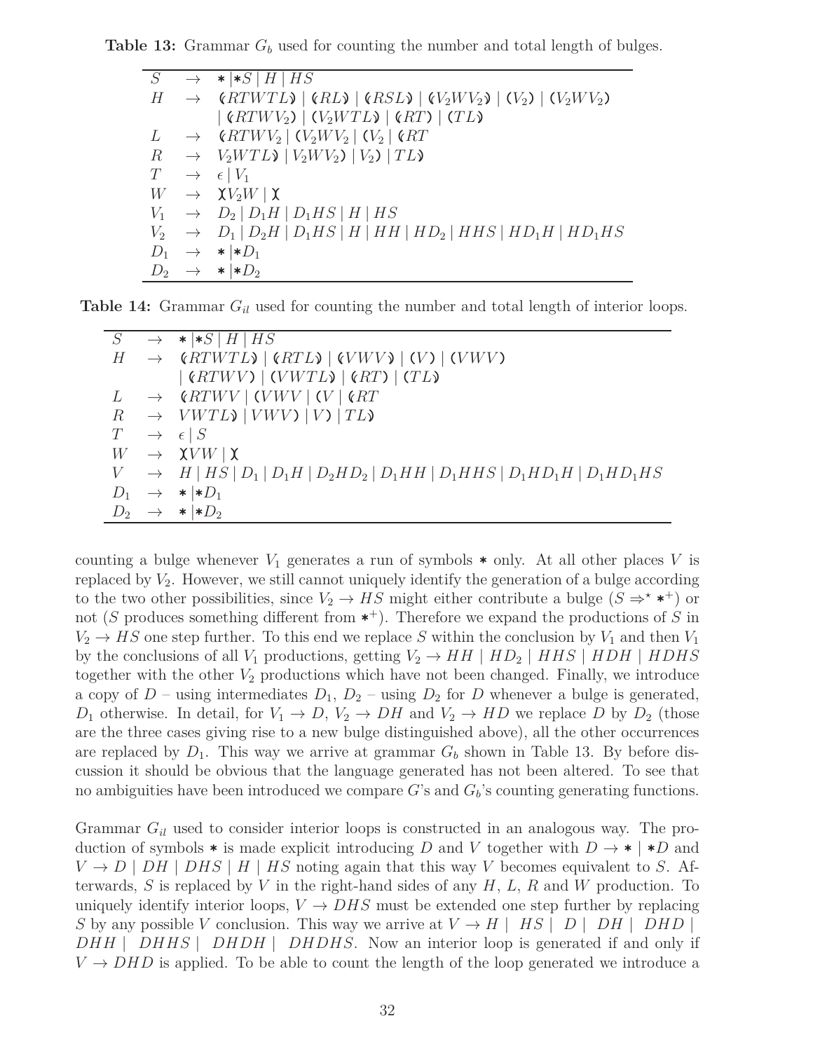**Table 13:** Grammar $G_b$ used for counting the number and total length of bulges.

| | | |
|---|---|---|
| $S$ | $\rightarrow$ | $* \mid *S \mid H \mid HS$ |
| $H$ | $\rightarrow$ | $(RTWTL) \mid (RL) \mid (RSL) \mid (V_2WV_2) \mid (V_2) \mid (V_2WV_2)$ |
| | | $\mid (RTWV_2) \mid (V_2WTL) \mid (RT) \mid (TL)$ |
| $L$ | $\rightarrow$ | $(RTWV_2 \mid (V_2WV_2 \mid (V_2 \mid (RT$ |
| $R$ | $\rightarrow$ | $V_2WTL) \mid V_2WV_2) \mid V_2) \mid TL)$ |
| $T$ | $\rightarrow$ | $\epsilon \mid V_1$ |
| $W$ | $\rightarrow$ | $\chi V_2W \mid \chi$ |
| $V_1$ | $\rightarrow$ | $D_2 \mid D_1H \mid D_1HS \mid H \mid HS$ |
| $V_2$ | $\rightarrow$ | $D_1 \mid D_2H \mid D_1HS \mid H \mid HH \mid HD_2 \mid HHS \mid HD_1H \mid HD_1HS$ |
| $D_1$ | $\rightarrow$ | $* \mid *D_1$ |
| $D_2$ | $\rightarrow$ | $* \mid *D_2$ |

**Table 14:** Grammar $G_{il}$ used for counting the number and total length of interior loops.

| | | |
|---|---|---|
| $S$ | $\rightarrow$ | $* \mid *S \mid H \mid HS$ |
| $H$ | $\rightarrow$ | $(RTWTL) \mid (RTL) \mid (VWV) \mid (V) \mid (VWV)$ |
| | | $\mid (RTWV) \mid (VWTL) \mid (RT) \mid (TL)$ |
| $L$ | $\rightarrow$ | $(RTWV \mid (VWV \mid (V \mid (RT$ |
| $R$ | $\rightarrow$ | $VWTL) \mid VWV) \mid V) \mid TL)$ |
| $T$ | $\rightarrow$ | $\epsilon \mid S$ |
| $W$ | $\rightarrow$ | $\chi VW \mid \chi$ |
| $V$ | $\rightarrow$ | $H \mid HS \mid D_1 \mid D_1H \mid D_2HD_2 \mid D_1HH \mid D_1HHS \mid D_1HD_1H \mid D_1HD_1HS$ |
| $D_1$ | $\rightarrow$ | $* \mid *D_1$ |
| $D_2$ | $\rightarrow$ | $* \mid *D_2$ |

counting a bulge whenever $V_1$ generates a run of symbols $*$ only. At all other places $V$ is replaced by $V_2$. However, we still cannot uniquely identify the generation of a bulge according to the two other possibilities, since $V_2 \rightarrow HS$ might either contribute a bulge ($S \Rightarrow^{\star} *^{+}$) or not ($S$ produces something different from $*^{+}$). Therefore we expand the productions of $S$ in $V_2 \rightarrow HS$ one step further. To this end we replace $S$ within the conclusion by $V_1$ and then $V_1$ by the conclusions of all $V_1$ productions, getting $V_2 \rightarrow HH \mid HD_2 \mid HHS \mid HDH \mid HDHS$ together with the other $V_2$ productions which have not been changed. Finally, we introduce a copy of $D$ – using intermediates $D_1$, $D_2$ – using $D_2$ for $D$ whenever a bulge is generated, $D_1$ otherwise. In detail, for $V_1 \rightarrow D$, $V_2 \rightarrow DH$ and $V_2 \rightarrow HD$ we replace $D$ by $D_2$ (those are the three cases giving rise to a new bulge distinguished above), all the other occurrences are replaced by $D_1$. This way we arrive at grammar $G_b$ shown in Table 13. By before discussion it should be obvious that the language generated has not been altered. To see that no ambiguities have been introduced we compare $G$'s and $G_b$'s counting generating functions.

Grammar $G_{il}$ used to consider interior loops is constructed in an analogous way. The production of symbols $*$ is made explicit introducing $D$ and $V$ together with $D \rightarrow * \mid *D$ and $V \rightarrow D \mid DH \mid DHS \mid H \mid HS$ noting again that this way $V$ becomes equivalent to $S$. Afterwards, $S$ is replaced by $V$ in the right-hand sides of any $H$, $L$, $R$ and $W$ production. To uniquely identify interior loops, $V \rightarrow DHS$ must be extended one step further by replacing $S$ by any possible $V$ conclusion. This way we arrive at $V \rightarrow H \mid HS \mid D \mid DH \mid DHD \mid DHH \mid DHHS \mid DHDH \mid DHDHS$. Now an interior loop is generated if and only if $V \rightarrow DHD$ is applied. To be able to count the length of the loop generated we introduce a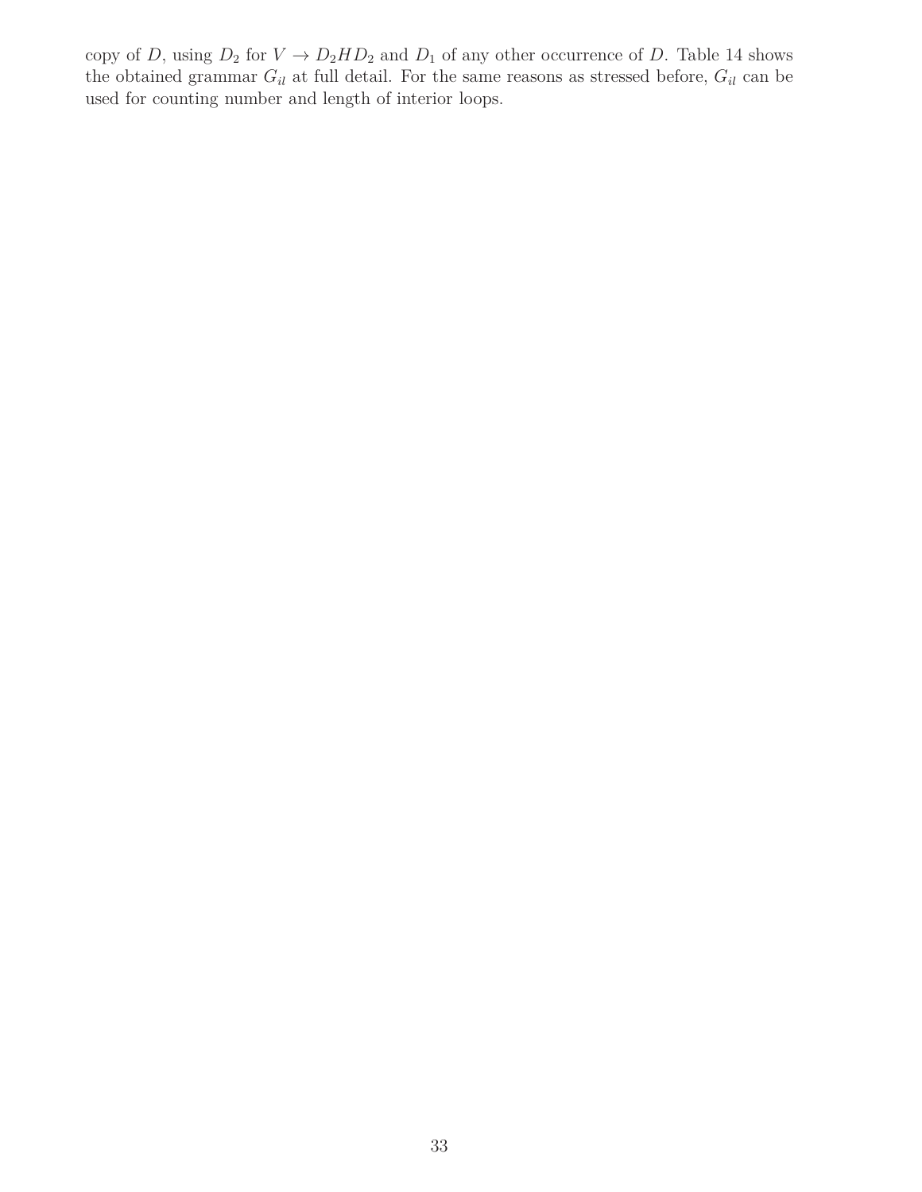copy of $D$, using $D_2$ for $V \rightarrow D_2 H D_2$ and $D_1$ of any other occurrence of $D$. Table 14 shows the obtained grammar $G_{il}$ at full detail. For the same reasons as stressed before, $G_{il}$ can be used for counting number and length of interior loops.